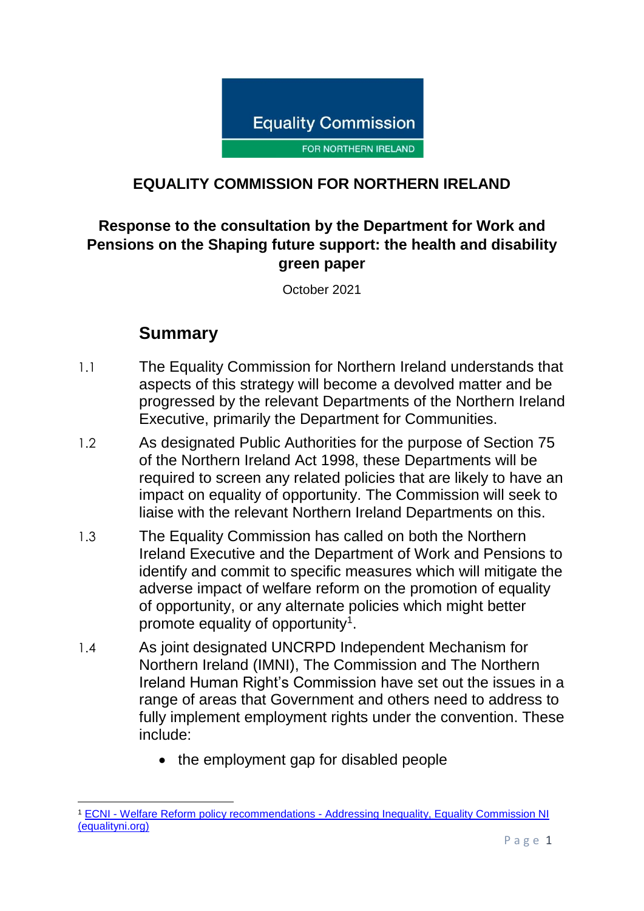# EQUALITY COMMISSION FOR NORTHERN IRELAND

## Response to the consultation by the Department for Work and Pensions on the Shaping future support: the health and disability green paper

October 2021

## Summary

1.1 The Equality Commission for Northern Ireland understands that aspects of this strategy will become a devolved matter and be progressed by the relevant Departments of the Northern Ireland Executive, primarily the Department for Communities.

1.2 As designated Public Authorities for the purpose of Section 75 of the Northern Ireland Act 1998, these Departments will be required to screen any related policies that are likely to have an impact on equality of opportunity. The Commission will seek to liaise with the relevant Northern Ireland Departments on this.

1.3 The Equality Commission has called on both the Northern Ireland Executive and the Department of Work and Pensions to identify and commit to specific measures which will mitigate the adverse impact of welfare reform on the promotion of equality of opportunity, or any alternate policies which might better promote equality of opportunity[1].

1.4 As joint designated UNCRPD Independent Mechanism for Northern Ireland (IMNI), The Commission and The Northern Ireland Human Right's Commission have set out the issues in a range of areas that Government and others need to address to fully implement employment rights under the convention. These include:

- the employment gap for disabled people

[1] ECNI - Welfare Reform policy recommendations - Addressing Inequality, Equality Commission NI (equalityni.org)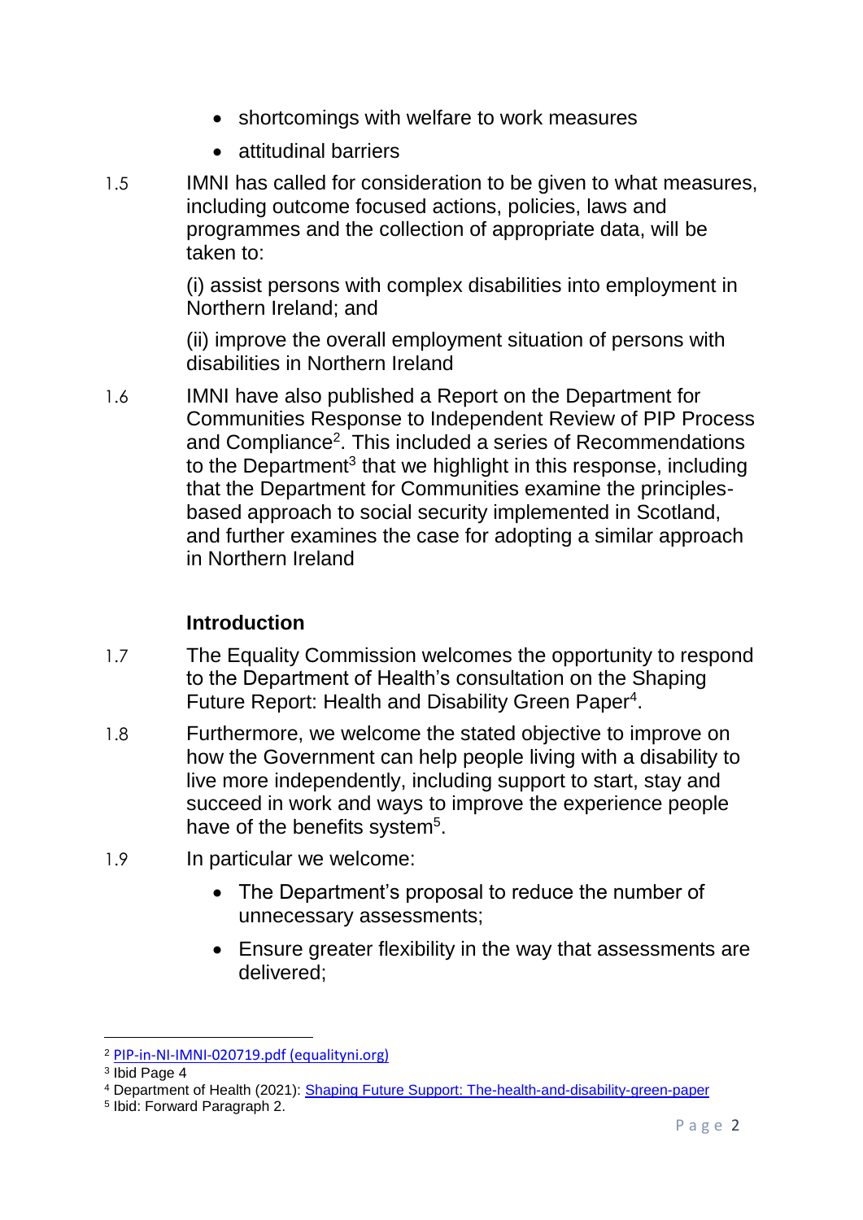- shortcomings with welfare to work measures
- attitudinal barriers

1.5 IMNI has called for consideration to be given to what measures, including outcome focused actions, policies, laws and programmes and the collection of appropriate data, will be taken to:

(i) assist persons with complex disabilities into employment in Northern Ireland; and

(ii) improve the overall employment situation of persons with disabilities in Northern Ireland

1.6 IMNI have also published a Report on the Department for Communities Response to Independent Review of PIP Process and Compliance[2]. This included a series of Recommendations to the Department[3] that we highlight in this response, including that the Department for Communities examine the principles-based approach to social security implemented in Scotland, and further examines the case for adopting a similar approach in Northern Ireland

## Introduction

1.7 The Equality Commission welcomes the opportunity to respond to the Department of Health's consultation on the Shaping Future Report: Health and Disability Green Paper[4].

1.8 Furthermore, we welcome the stated objective to improve on how the Government can help people living with a disability to live more independently, including support to start, stay and succeed in work and ways to improve the experience people have of the benefits system[5].

1.9 In particular we welcome:

- The Department's proposal to reduce the number of unnecessary assessments;
- Ensure greater flexibility in the way that assessments are delivered;

---

[2] [PIP-in-NI-IMNI-020719.pdf (equalityni.org)]

[3] Ibid Page 4

[4] Department of Health (2021): [Shaping Future Support: The-health-and-disability-green-paper]

[5] Ibid: Forward Paragraph 2.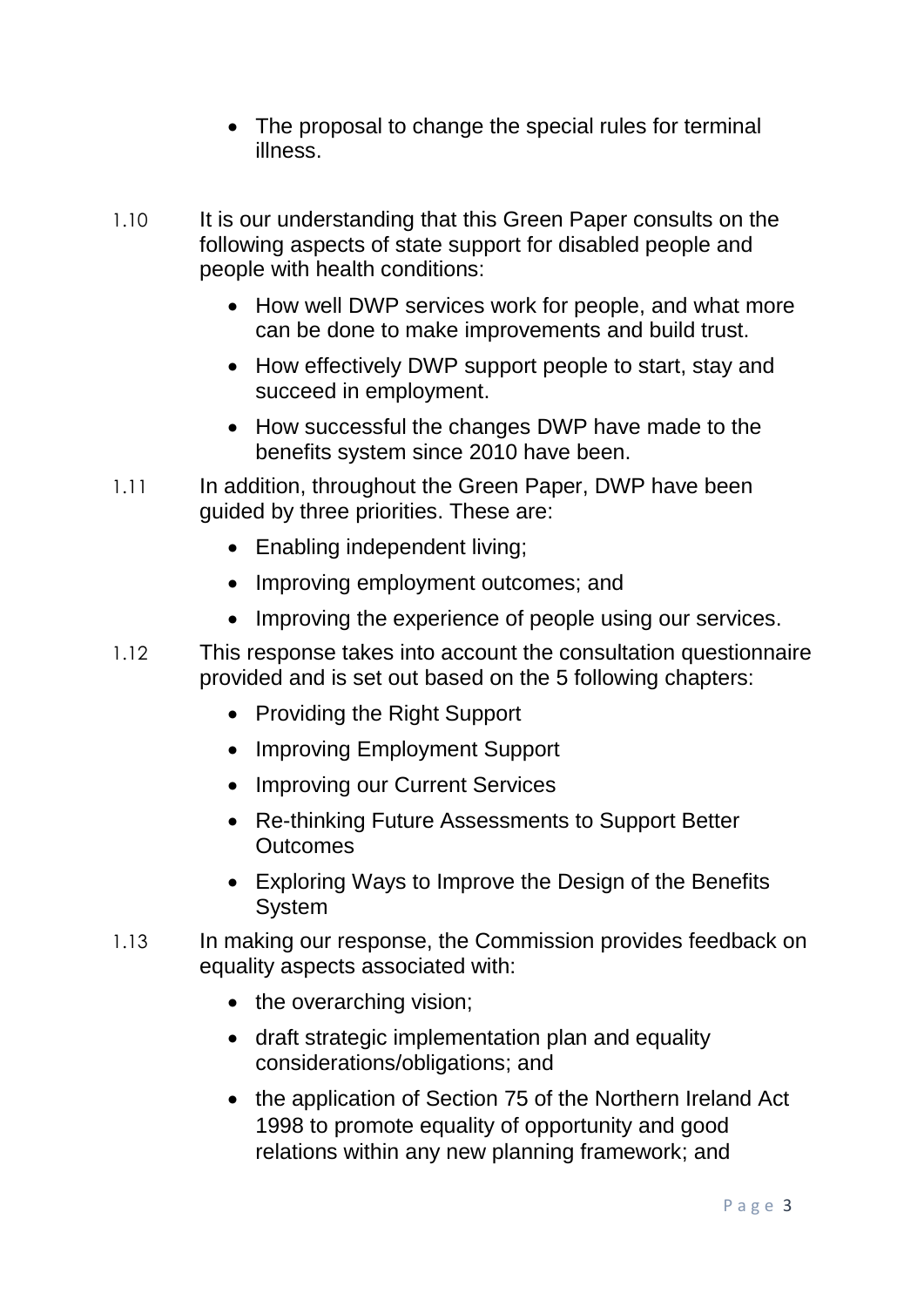- The proposal to change the special rules for terminal illness.

1.10 It is our understanding that this Green Paper consults on the following aspects of state support for disabled people and people with health conditions:

- How well DWP services work for people, and what more can be done to make improvements and build trust.
- How effectively DWP support people to start, stay and succeed in employment.
- How successful the changes DWP have made to the benefits system since 2010 have been.

1.11 In addition, throughout the Green Paper, DWP have been guided by three priorities. These are:

- Enabling independent living;
- Improving employment outcomes; and
- Improving the experience of people using our services.

1.12 This response takes into account the consultation questionnaire provided and is set out based on the 5 following chapters:

- Providing the Right Support
- Improving Employment Support
- Improving our Current Services
- Re-thinking Future Assessments to Support Better Outcomes
- Exploring Ways to Improve the Design of the Benefits System

1.13 In making our response, the Commission provides feedback on equality aspects associated with:

- the overarching vision;
- draft strategic implementation plan and equality considerations/obligations; and
- the application of Section 75 of the Northern Ireland Act 1998 to promote equality of opportunity and good relations within any new planning framework; and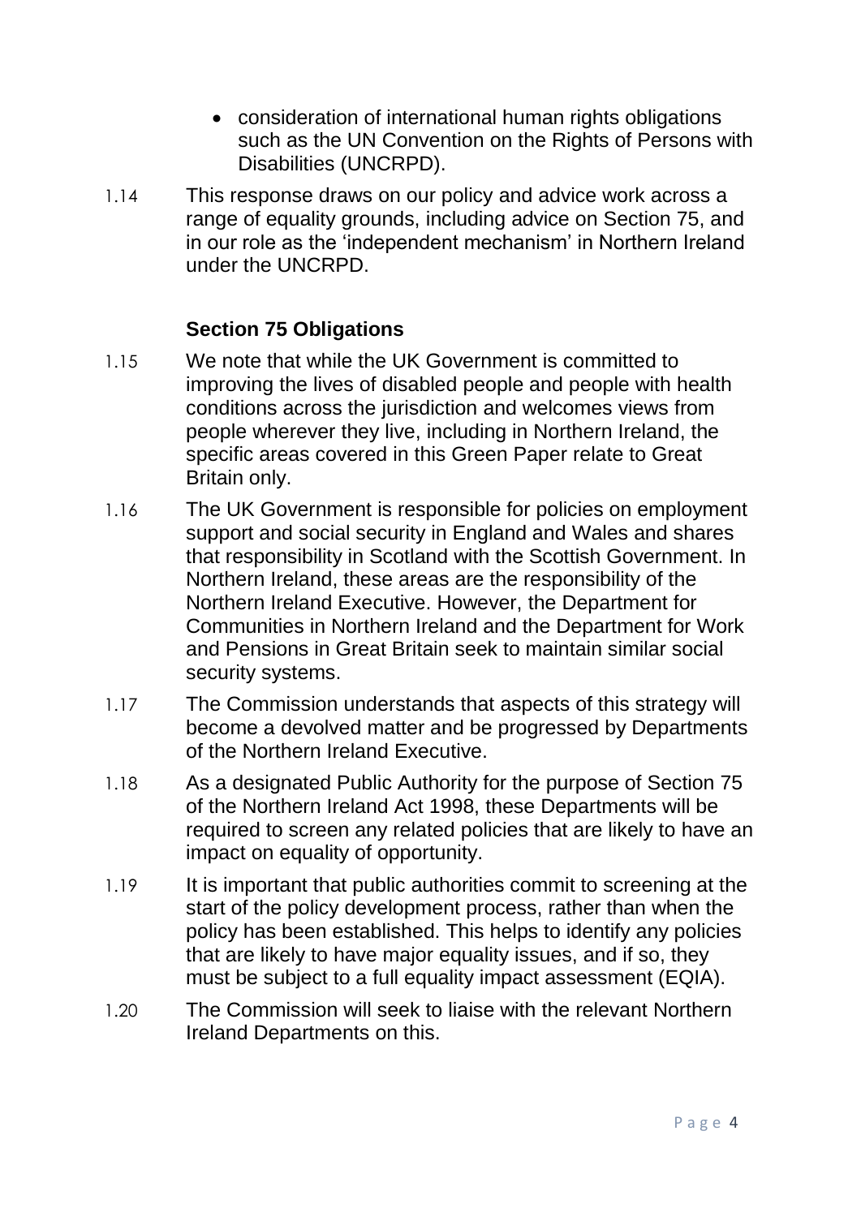- consideration of international human rights obligations such as the UN Convention on the Rights of Persons with Disabilities (UNCRPD).

1.14 This response draws on our policy and advice work across a range of equality grounds, including advice on Section 75, and in our role as the 'independent mechanism' in Northern Ireland under the UNCRPD.

### Section 75 Obligations

1.15 We note that while the UK Government is committed to improving the lives of disabled people and people with health conditions across the jurisdiction and welcomes views from people wherever they live, including in Northern Ireland, the specific areas covered in this Green Paper relate to Great Britain only.

1.16 The UK Government is responsible for policies on employment support and social security in England and Wales and shares that responsibility in Scotland with the Scottish Government. In Northern Ireland, these areas are the responsibility of the Northern Ireland Executive. However, the Department for Communities in Northern Ireland and the Department for Work and Pensions in Great Britain seek to maintain similar social security systems.

1.17 The Commission understands that aspects of this strategy will become a devolved matter and be progressed by Departments of the Northern Ireland Executive.

1.18 As a designated Public Authority for the purpose of Section 75 of the Northern Ireland Act 1998, these Departments will be required to screen any related policies that are likely to have an impact on equality of opportunity.

1.19 It is important that public authorities commit to screening at the start of the policy development process, rather than when the policy has been established. This helps to identify any policies that are likely to have major equality issues, and if so, they must be subject to a full equality impact assessment (EQIA).

1.20 The Commission will seek to liaise with the relevant Northern Ireland Departments on this.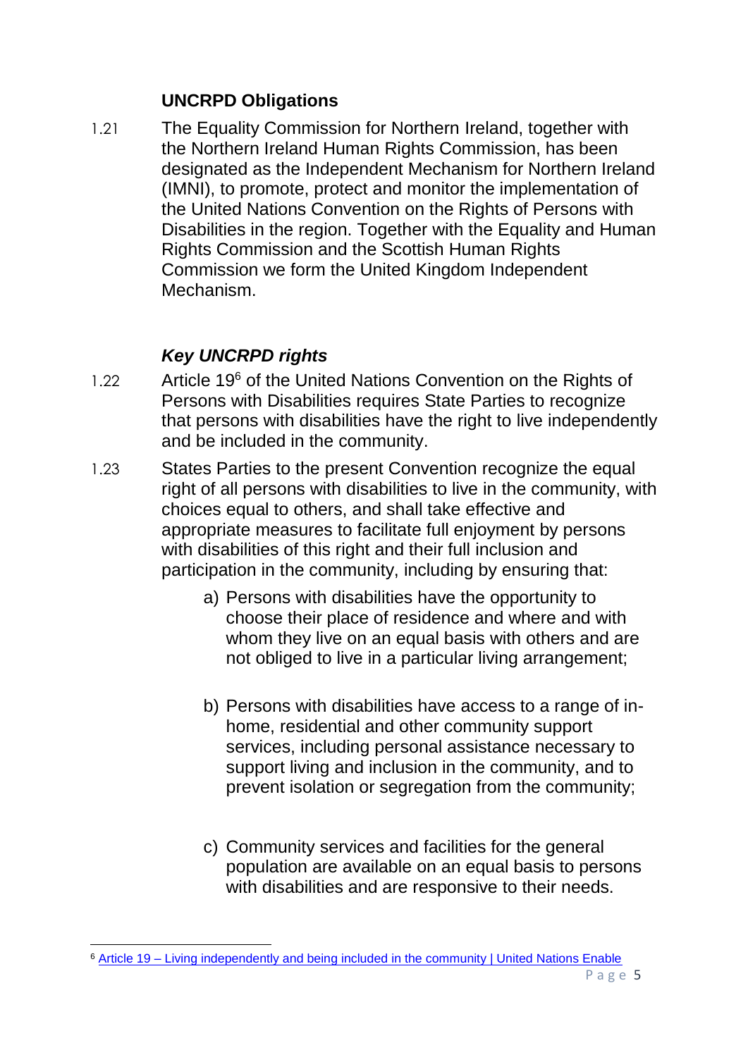## UNCRPD Obligations

1.21 The Equality Commission for Northern Ireland, together with the Northern Ireland Human Rights Commission, has been designated as the Independent Mechanism for Northern Ireland (IMNI), to promote, protect and monitor the implementation of the United Nations Convention on the Rights of Persons with Disabilities in the region. Together with the Equality and Human Rights Commission and the Scottish Human Rights Commission we form the United Kingdom Independent Mechanism.

### *Key UNCRPD rights*

1.22 Article 19[6] of the United Nations Convention on the Rights of Persons with Disabilities requires State Parties to recognize that persons with disabilities have the right to live independently and be included in the community.

1.23 States Parties to the present Convention recognize the equal right of all persons with disabilities to live in the community, with choices equal to others, and shall take effective and appropriate measures to facilitate full enjoyment by persons with disabilities of this right and their full inclusion and participation in the community, including by ensuring that:

a) Persons with disabilities have the opportunity to choose their place of residence and where and with whom they live on an equal basis with others and are not obliged to live in a particular living arrangement;

b) Persons with disabilities have access to a range of in-home, residential and other community support services, including personal assistance necessary to support living and inclusion in the community, and to prevent isolation or segregation from the community;

c) Community services and facilities for the general population are available on an equal basis to persons with disabilities and are responsive to their needs.

[6] Article 19 – Living independently and being included in the community | United Nations Enable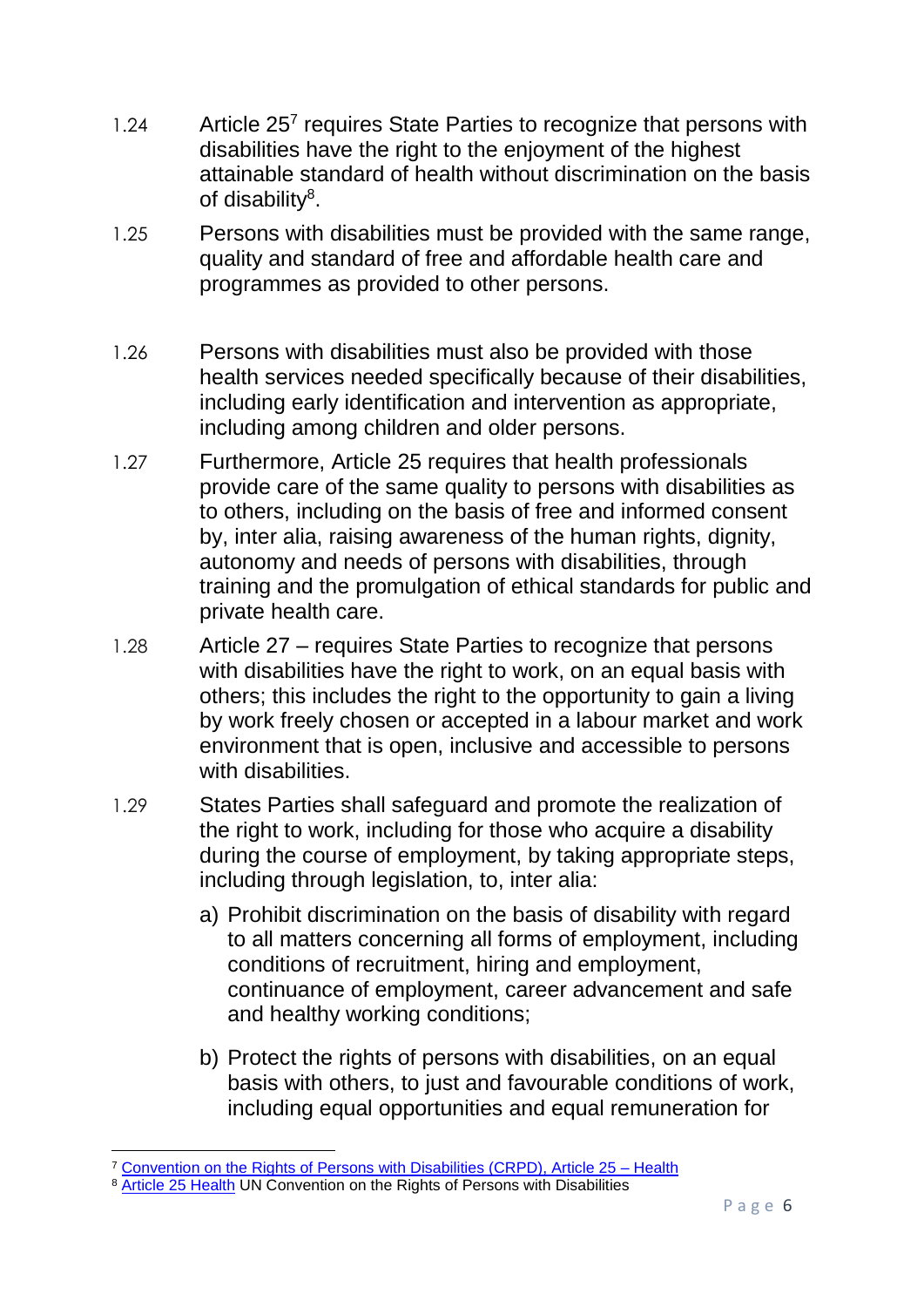1.24 Article 25[7] requires State Parties to recognize that persons with disabilities have the right to the enjoyment of the highest attainable standard of health without discrimination on the basis of disability[8].

1.25 Persons with disabilities must be provided with the same range, quality and standard of free and affordable health care and programmes as provided to other persons.

1.26 Persons with disabilities must also be provided with those health services needed specifically because of their disabilities, including early identification and intervention as appropriate, including among children and older persons.

1.27 Furthermore, Article 25 requires that health professionals provide care of the same quality to persons with disabilities as to others, including on the basis of free and informed consent by, inter alia, raising awareness of the human rights, dignity, autonomy and needs of persons with disabilities, through training and the promulgation of ethical standards for public and private health care.

1.28 Article 27 – requires State Parties to recognize that persons with disabilities have the right to work, on an equal basis with others; this includes the right to the opportunity to gain a living by work freely chosen or accepted in a labour market and work environment that is open, inclusive and accessible to persons with disabilities.

1.29 States Parties shall safeguard and promote the realization of the right to work, including for those who acquire a disability during the course of employment, by taking appropriate steps, including through legislation, to, inter alia:

a) Prohibit discrimination on the basis of disability with regard to all matters concerning all forms of employment, including conditions of recruitment, hiring and employment, continuance of employment, career advancement and safe and healthy working conditions;

b) Protect the rights of persons with disabilities, on an equal basis with others, to just and favourable conditions of work, including equal opportunities and equal remuneration for

---

[7] Convention on the Rights of Persons with Disabilities (CRPD), Article 25 – Health

[8] Article 25 Health UN Convention on the Rights of Persons with Disabilities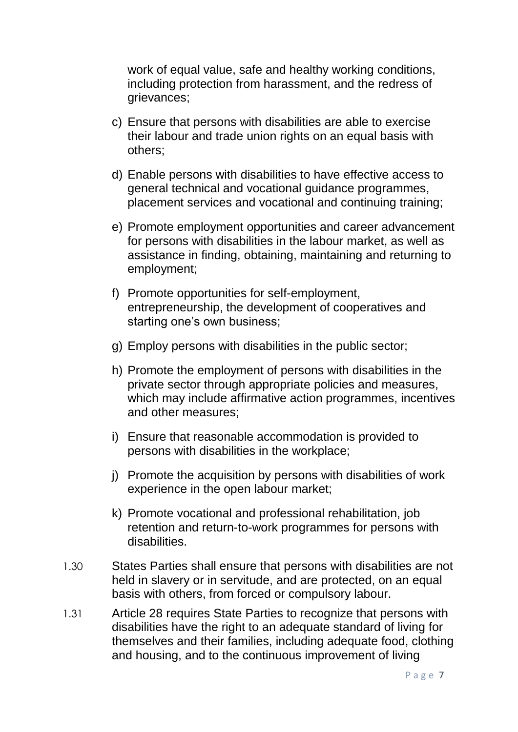work of equal value, safe and healthy working conditions, including protection from harassment, and the redress of grievances;

c) Ensure that persons with disabilities are able to exercise their labour and trade union rights on an equal basis with others;

d) Enable persons with disabilities to have effective access to general technical and vocational guidance programmes, placement services and vocational and continuing training;

e) Promote employment opportunities and career advancement for persons with disabilities in the labour market, as well as assistance in finding, obtaining, maintaining and returning to employment;

f) Promote opportunities for self-employment, entrepreneurship, the development of cooperatives and starting one's own business;

g) Employ persons with disabilities in the public sector;

h) Promote the employment of persons with disabilities in the private sector through appropriate policies and measures, which may include affirmative action programmes, incentives and other measures;

i) Ensure that reasonable accommodation is provided to persons with disabilities in the workplace;

j) Promote the acquisition by persons with disabilities of work experience in the open labour market;

k) Promote vocational and professional rehabilitation, job retention and return-to-work programmes for persons with disabilities.

1.30 States Parties shall ensure that persons with disabilities are not held in slavery or in servitude, and are protected, on an equal basis with others, from forced or compulsory labour.

1.31 Article 28 requires State Parties to recognize that persons with disabilities have the right to an adequate standard of living for themselves and their families, including adequate food, clothing and housing, and to the continuous improvement of living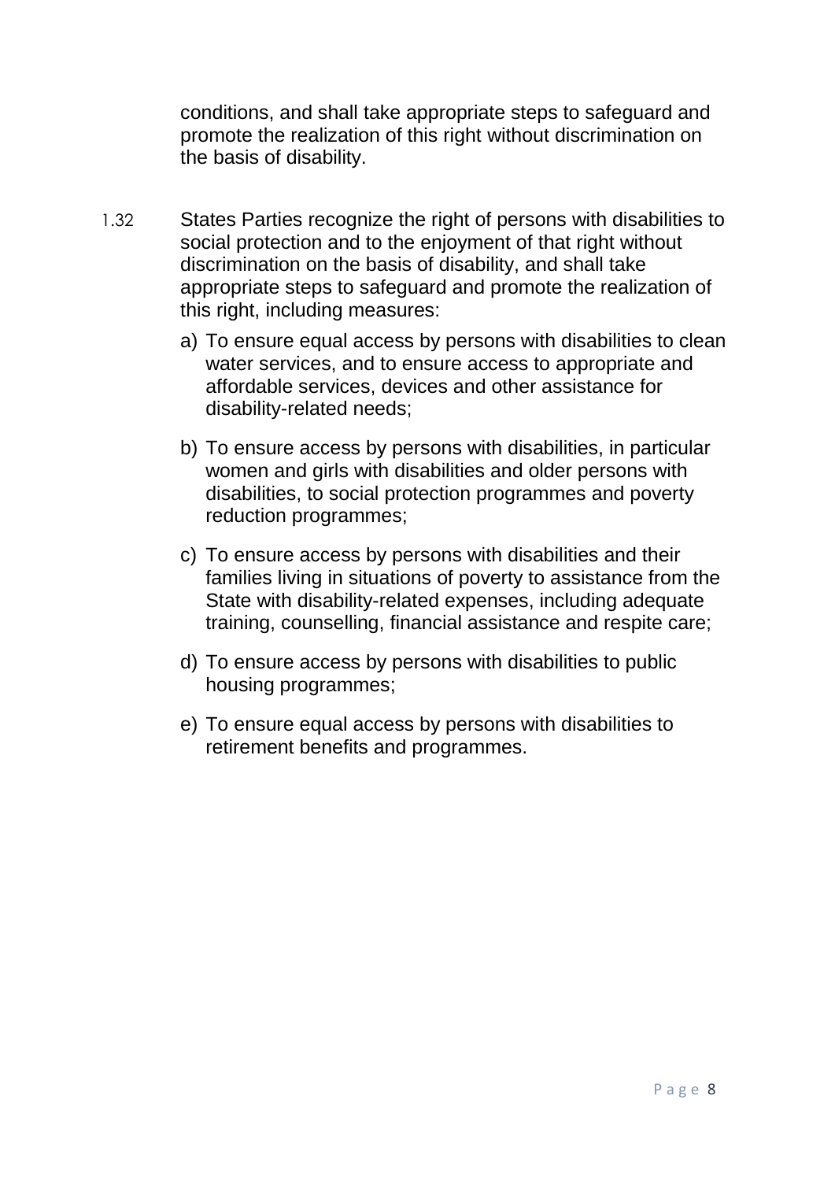conditions, and shall take appropriate steps to safeguard and promote the realization of this right without discrimination on the basis of disability.

1.32 States Parties recognize the right of persons with disabilities to social protection and to the enjoyment of that right without discrimination on the basis of disability, and shall take appropriate steps to safeguard and promote the realization of this right, including measures:

a) To ensure equal access by persons with disabilities to clean water services, and to ensure access to appropriate and affordable services, devices and other assistance for disability-related needs;

b) To ensure access by persons with disabilities, in particular women and girls with disabilities and older persons with disabilities, to social protection programmes and poverty reduction programmes;

c) To ensure access by persons with disabilities and their families living in situations of poverty to assistance from the State with disability-related expenses, including adequate training, counselling, financial assistance and respite care;

d) To ensure access by persons with disabilities to public housing programmes;

e) To ensure equal access by persons with disabilities to retirement benefits and programmes.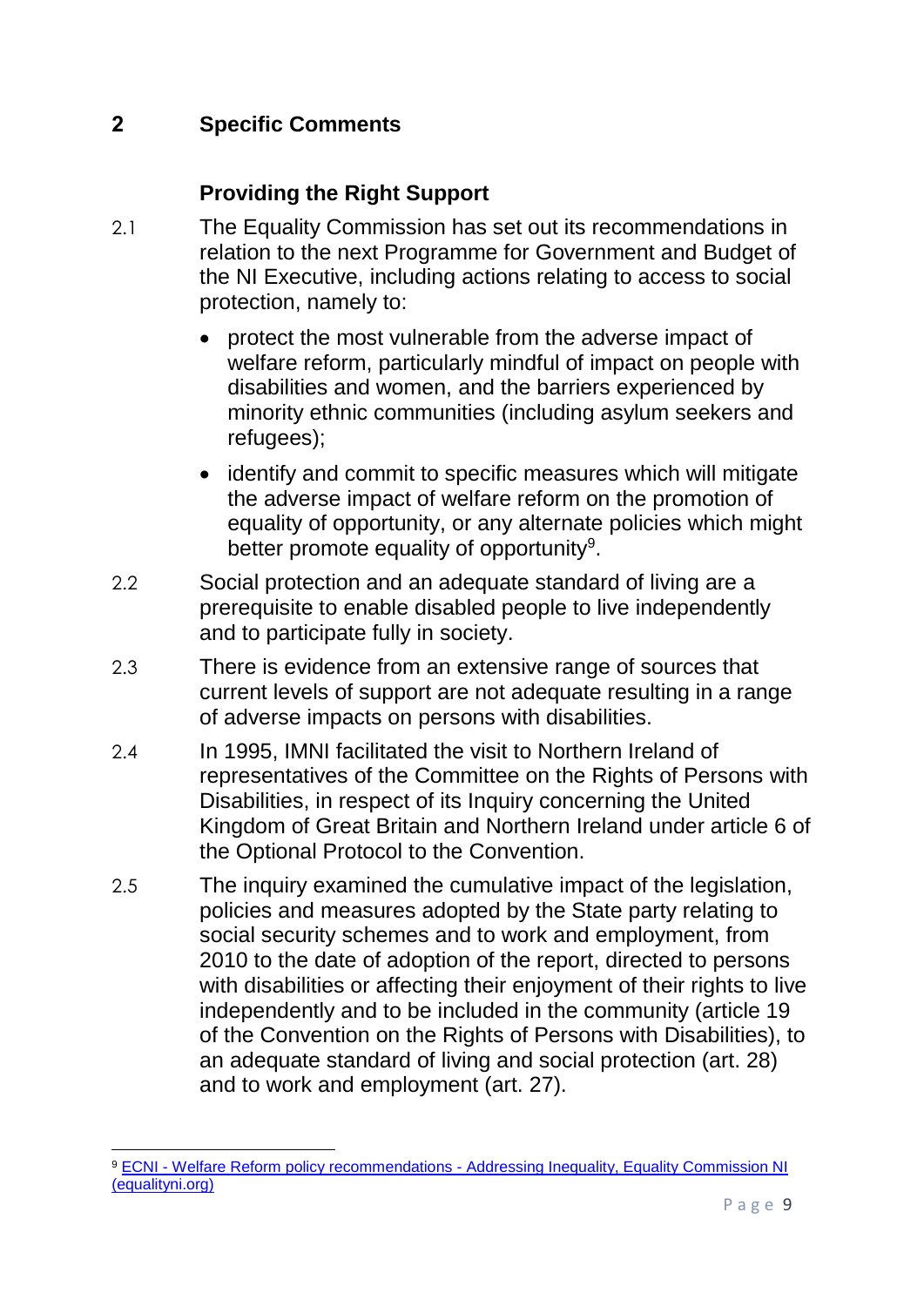## 2 Specific Comments

### Providing the Right Support

2.1 The Equality Commission has set out its recommendations in relation to the next Programme for Government and Budget of the NI Executive, including actions relating to access to social protection, namely to:

- protect the most vulnerable from the adverse impact of welfare reform, particularly mindful of impact on people with disabilities and women, and the barriers experienced by minority ethnic communities (including asylum seekers and refugees);
- identify and commit to specific measures which will mitigate the adverse impact of welfare reform on the promotion of equality of opportunity, or any alternate policies which might better promote equality of opportunity[9].

2.2 Social protection and an adequate standard of living are a prerequisite to enable disabled people to live independently and to participate fully in society.

2.3 There is evidence from an extensive range of sources that current levels of support are not adequate resulting in a range of adverse impacts on persons with disabilities.

2.4 In 1995, IMNI facilitated the visit to Northern Ireland of representatives of the Committee on the Rights of Persons with Disabilities, in respect of its Inquiry concerning the United Kingdom of Great Britain and Northern Ireland under article 6 of the Optional Protocol to the Convention.

2.5 The inquiry examined the cumulative impact of the legislation, policies and measures adopted by the State party relating to social security schemes and to work and employment, from 2010 to the date of adoption of the report, directed to persons with disabilities or affecting their enjoyment of their rights to live independently and to be included in the community (article 19 of the Convention on the Rights of Persons with Disabilities), to an adequate standard of living and social protection (art. 28) and to work and employment (art. 27).

---

[9] ECNI - Welfare Reform policy recommendations - Addressing Inequality, Equality Commission NI (equalityni.org)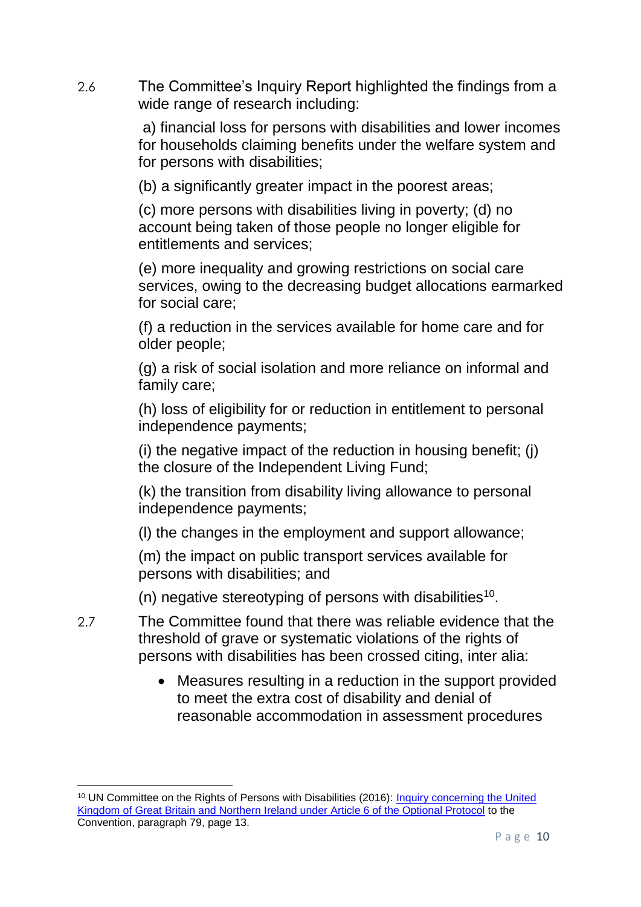2.6 The Committee's Inquiry Report highlighted the findings from a wide range of research including:

a) financial loss for persons with disabilities and lower incomes for households claiming benefits under the welfare system and for persons with disabilities;

(b) a significantly greater impact in the poorest areas;

(c) more persons with disabilities living in poverty; (d) no account being taken of those people no longer eligible for entitlements and services;

(e) more inequality and growing restrictions on social care services, owing to the decreasing budget allocations earmarked for social care;

(f) a reduction in the services available for home care and for older people;

(g) a risk of social isolation and more reliance on informal and family care;

(h) loss of eligibility for or reduction in entitlement to personal independence payments;

(i) the negative impact of the reduction in housing benefit; (j) the closure of the Independent Living Fund;

(k) the transition from disability living allowance to personal independence payments;

(l) the changes in the employment and support allowance;

(m) the impact on public transport services available for persons with disabilities; and

(n) negative stereotyping of persons with disabilities[10].

2.7 The Committee found that there was reliable evidence that the threshold of grave or systematic violations of the rights of persons with disabilities has been crossed citing, inter alia:

- Measures resulting in a reduction in the support provided to meet the extra cost of disability and denial of reasonable accommodation in assessment procedures

---

[10] UN Committee on the Rights of Persons with Disabilities (2016): [Inquiry concerning the United Kingdom of Great Britain and Northern Ireland under Article 6 of the Optional Protocol]() to the Convention, paragraph 79, page 13.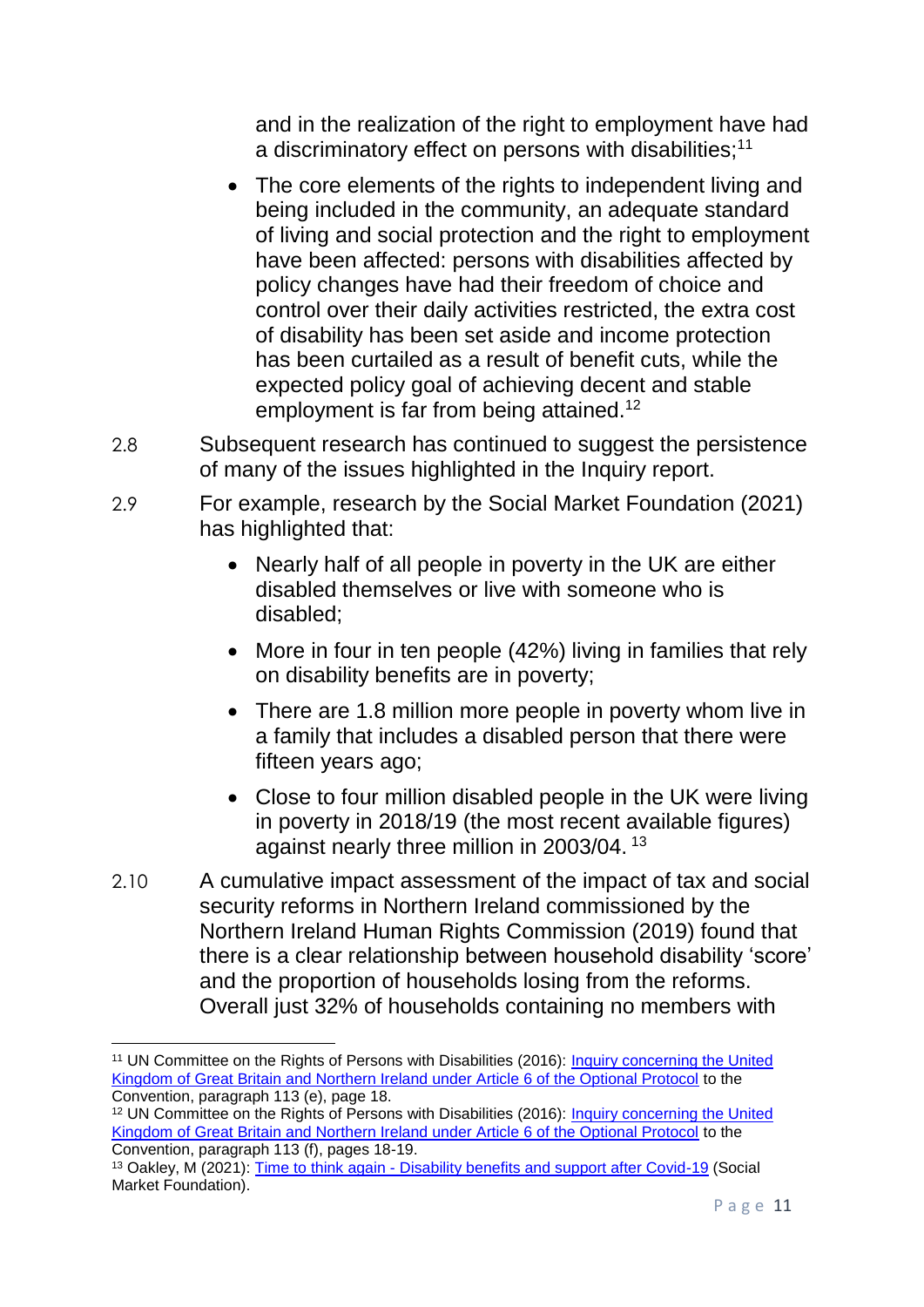and in the realization of the right to employment have had a discriminatory effect on persons with disabilities;[11]

- The core elements of the rights to independent living and being included in the community, an adequate standard of living and social protection and the right to employment have been affected: persons with disabilities affected by policy changes have had their freedom of choice and control over their daily activities restricted, the extra cost of disability has been set aside and income protection has been curtailed as a result of benefit cuts, while the expected policy goal of achieving decent and stable employment is far from being attained.[12]

2.8 Subsequent research has continued to suggest the persistence of many of the issues highlighted in the Inquiry report.

2.9 For example, research by the Social Market Foundation (2021) has highlighted that:

- Nearly half of all people in poverty in the UK are either disabled themselves or live with someone who is disabled;
- More in four in ten people (42%) living in families that rely on disability benefits are in poverty;
- There are 1.8 million more people in poverty whom live in a family that includes a disabled person that there were fifteen years ago;
- Close to four million disabled people in the UK were living in poverty in 2018/19 (the most recent available figures) against nearly three million in 2003/04. [13]

2.10 A cumulative impact assessment of the impact of tax and social security reforms in Northern Ireland commissioned by the Northern Ireland Human Rights Commission (2019) found that there is a clear relationship between household disability 'score' and the proportion of households losing from the reforms. Overall just 32% of households containing no members with

---

[11] UN Committee on the Rights of Persons with Disabilities (2016): Inquiry concerning the United Kingdom of Great Britain and Northern Ireland under Article 6 of the Optional Protocol to the Convention, paragraph 113 (e), page 18.

[12] UN Committee on the Rights of Persons with Disabilities (2016): Inquiry concerning the United Kingdom of Great Britain and Northern Ireland under Article 6 of the Optional Protocol to the Convention, paragraph 113 (f), pages 18-19.

[13] Oakley, M (2021): Time to think again - Disability benefits and support after Covid-19 (Social Market Foundation).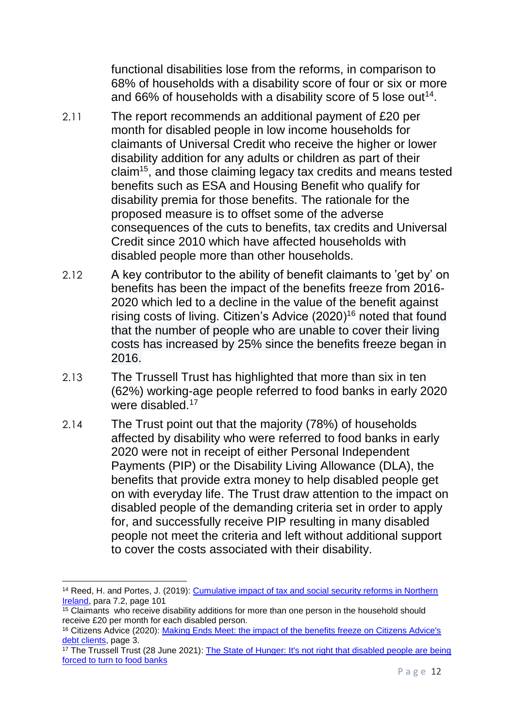functional disabilities lose from the reforms, in comparison to 68% of households with a disability score of four or six or more and 66% of households with a disability score of 5 lose out[14].

2.11 The report recommends an additional payment of £20 per month for disabled people in low income households for claimants of Universal Credit who receive the higher or lower disability addition for any adults or children as part of their claim[15], and those claiming legacy tax credits and means tested benefits such as ESA and Housing Benefit who qualify for disability premia for those benefits. The rationale for the proposed measure is to offset some of the adverse consequences of the cuts to benefits, tax credits and Universal Credit since 2010 which have affected households with disabled people more than other households.

2.12 A key contributor to the ability of benefit claimants to 'get by' on benefits has been the impact of the benefits freeze from 2016-2020 which led to a decline in the value of the benefit against rising costs of living. Citizen's Advice (2020)[16] noted that found that the number of people who are unable to cover their living costs has increased by 25% since the benefits freeze began in 2016.

2.13 The Trussell Trust has highlighted that more than six in ten (62%) working-age people referred to food banks in early 2020 were disabled.[17]

2.14 The Trust point out that the majority (78%) of households affected by disability who were referred to food banks in early 2020 were not in receipt of either Personal Independent Payments (PIP) or the Disability Living Allowance (DLA), the benefits that provide extra money to help disabled people get on with everyday life. The Trust draw attention to the impact on disabled people of the demanding criteria set in order to apply for, and successfully receive PIP resulting in many disabled people not meet the criteria and left without additional support to cover the costs associated with their disability.

---

[14] Reed, H. and Portes, J. (2019): Cumulative impact of tax and social security reforms in Northern Ireland, para 7.2, page 101

[15] Claimants who receive disability additions for more than one person in the household should receive £20 per month for each disabled person.

[16] Citizens Advice (2020): Making Ends Meet: the impact of the benefits freeze on Citizens Advice's debt clients, page 3.

[17] The Trussell Trust (28 June 2021): The State of Hunger: It's not right that disabled people are being forced to turn to food banks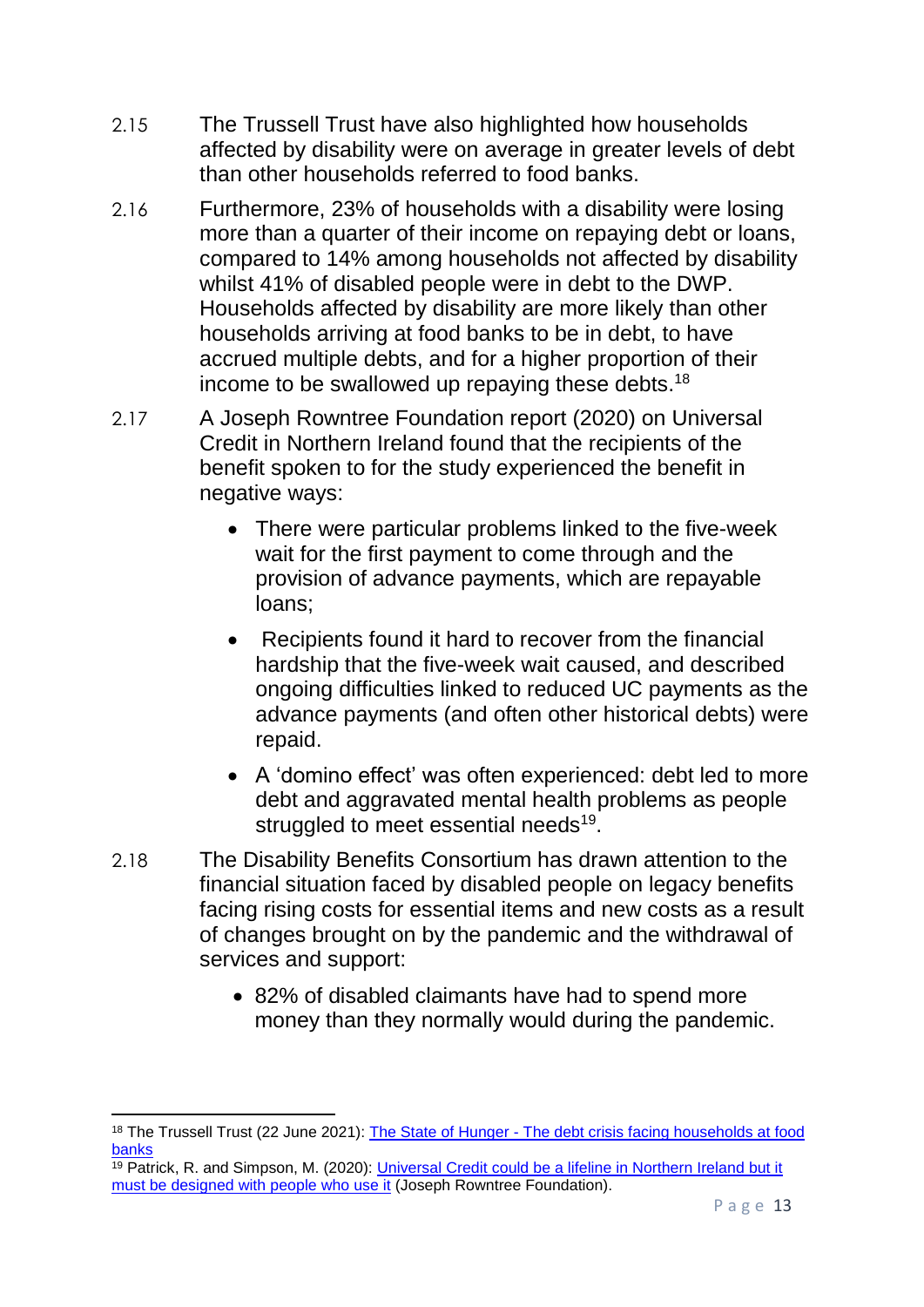2.15 The Trussell Trust have also highlighted how households affected by disability were on average in greater levels of debt than other households referred to food banks.

2.16 Furthermore, 23% of households with a disability were losing more than a quarter of their income on repaying debt or loans, compared to 14% among households not affected by disability whilst 41% of disabled people were in debt to the DWP. Households affected by disability are more likely than other households arriving at food banks to be in debt, to have accrued multiple debts, and for a higher proportion of their income to be swallowed up repaying these debts.[18]

2.17 A Joseph Rowntree Foundation report (2020) on Universal Credit in Northern Ireland found that the recipients of the benefit spoken to for the study experienced the benefit in negative ways:

- There were particular problems linked to the five-week wait for the first payment to come through and the provision of advance payments, which are repayable loans;
- Recipients found it hard to recover from the financial hardship that the five-week wait caused, and described ongoing difficulties linked to reduced UC payments as the advance payments (and often other historical debts) were repaid.
- A 'domino effect' was often experienced: debt led to more debt and aggravated mental health problems as people struggled to meet essential needs[19].

2.18 The Disability Benefits Consortium has drawn attention to the financial situation faced by disabled people on legacy benefits facing rising costs for essential items and new costs as a result of changes brought on by the pandemic and the withdrawal of services and support:

- 82% of disabled claimants have had to spend more money than they normally would during the pandemic.

---

[18] The Trussell Trust (22 June 2021): [The State of Hunger - The debt crisis facing households at food banks]

[19] Patrick, R. and Simpson, M. (2020): [Universal Credit could be a lifeline in Northern Ireland but it must be designed with people who use it] (Joseph Rowntree Foundation).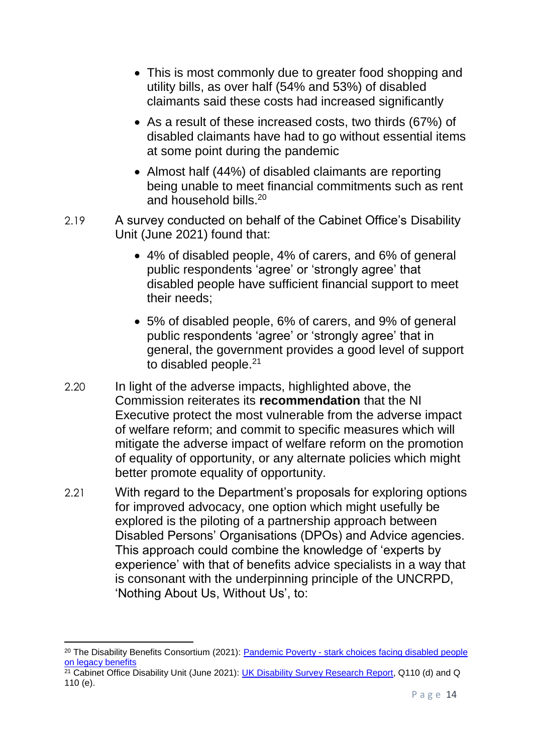- This is most commonly due to greater food shopping and utility bills, as over half (54% and 53%) of disabled claimants said these costs had increased significantly
- As a result of these increased costs, two thirds (67%) of disabled claimants have had to go without essential items at some point during the pandemic
- Almost half (44%) of disabled claimants are reporting being unable to meet financial commitments such as rent and household bills.[20]

2.19 A survey conducted on behalf of the Cabinet Office's Disability Unit (June 2021) found that:

- 4% of disabled people, 4% of carers, and 6% of general public respondents 'agree' or 'strongly agree' that disabled people have sufficient financial support to meet their needs;
- 5% of disabled people, 6% of carers, and 9% of general public respondents 'agree' or 'strongly agree' that in general, the government provides a good level of support to disabled people.[21]

2.20 In light of the adverse impacts, highlighted above, the Commission reiterates its **recommendation** that the NI Executive protect the most vulnerable from the adverse impact of welfare reform; and commit to specific measures which will mitigate the adverse impact of welfare reform on the promotion of equality of opportunity, or any alternate policies which might better promote equality of opportunity.

2.21 With regard to the Department's proposals for exploring options for improved advocacy, one option which might usefully be explored is the piloting of a partnership approach between Disabled Persons' Organisations (DPOs) and Advice agencies. This approach could combine the knowledge of 'experts by experience' with that of benefits advice specialists in a way that is consonant with the underpinning principle of the UNCRPD, 'Nothing About Us, Without Us', to:

---

[20] The Disability Benefits Consortium (2021): Pandemic Poverty - stark choices facing disabled people on legacy benefits

[21] Cabinet Office Disability Unit (June 2021): UK Disability Survey Research Report, Q110 (d) and Q 110 (e).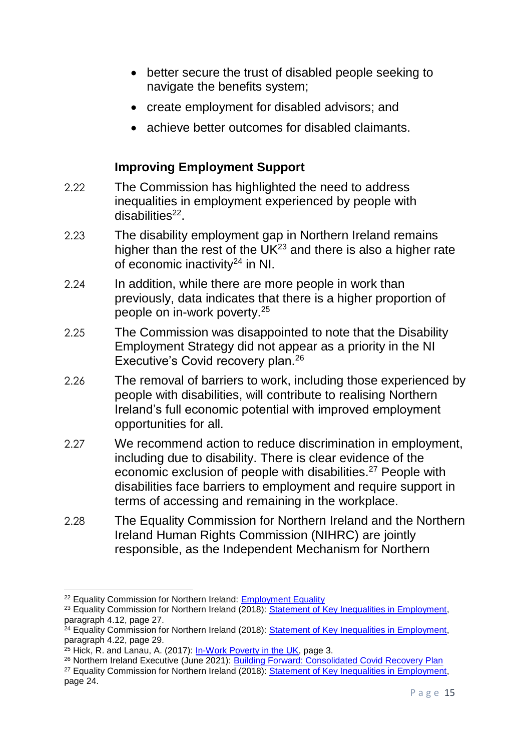- better secure the trust of disabled people seeking to navigate the benefits system;
- create employment for disabled advisors; and
- achieve better outcomes for disabled claimants.

### Improving Employment Support

2.22 The Commission has highlighted the need to address inequalities in employment experienced by people with disabilities[22].

2.23 The disability employment gap in Northern Ireland remains higher than the rest of the UK[23] and there is also a higher rate of economic inactivity[24] in NI.

2.24 In addition, while there are more people in work than previously, data indicates that there is a higher proportion of people on in-work poverty.[25]

2.25 The Commission was disappointed to note that the Disability Employment Strategy did not appear as a priority in the NI Executive's Covid recovery plan.[26]

2.26 The removal of barriers to work, including those experienced by people with disabilities, will contribute to realising Northern Ireland's full economic potential with improved employment opportunities for all.

2.27 We recommend action to reduce discrimination in employment, including due to disability. There is clear evidence of the economic exclusion of people with disabilities.[27] People with disabilities face barriers to employment and require support in terms of accessing and remaining in the workplace.

2.28 The Equality Commission for Northern Ireland and the Northern Ireland Human Rights Commission (NIHRC) are jointly responsible, as the Independent Mechanism for Northern

---

[22] Equality Commission for Northern Ireland: Employment Equality

[23] Equality Commission for Northern Ireland (2018): Statement of Key Inequalities in Employment, paragraph 4.12, page 27.

[24] Equality Commission for Northern Ireland (2018): Statement of Key Inequalities in Employment, paragraph 4.22, page 29.

[25] Hick, R. and Lanau, A. (2017): In-Work Poverty in the UK, page 3.

[26] Northern Ireland Executive (June 2021): Building Forward: Consolidated Covid Recovery Plan

[27] Equality Commission for Northern Ireland (2018): Statement of Key Inequalities in Employment, page 24.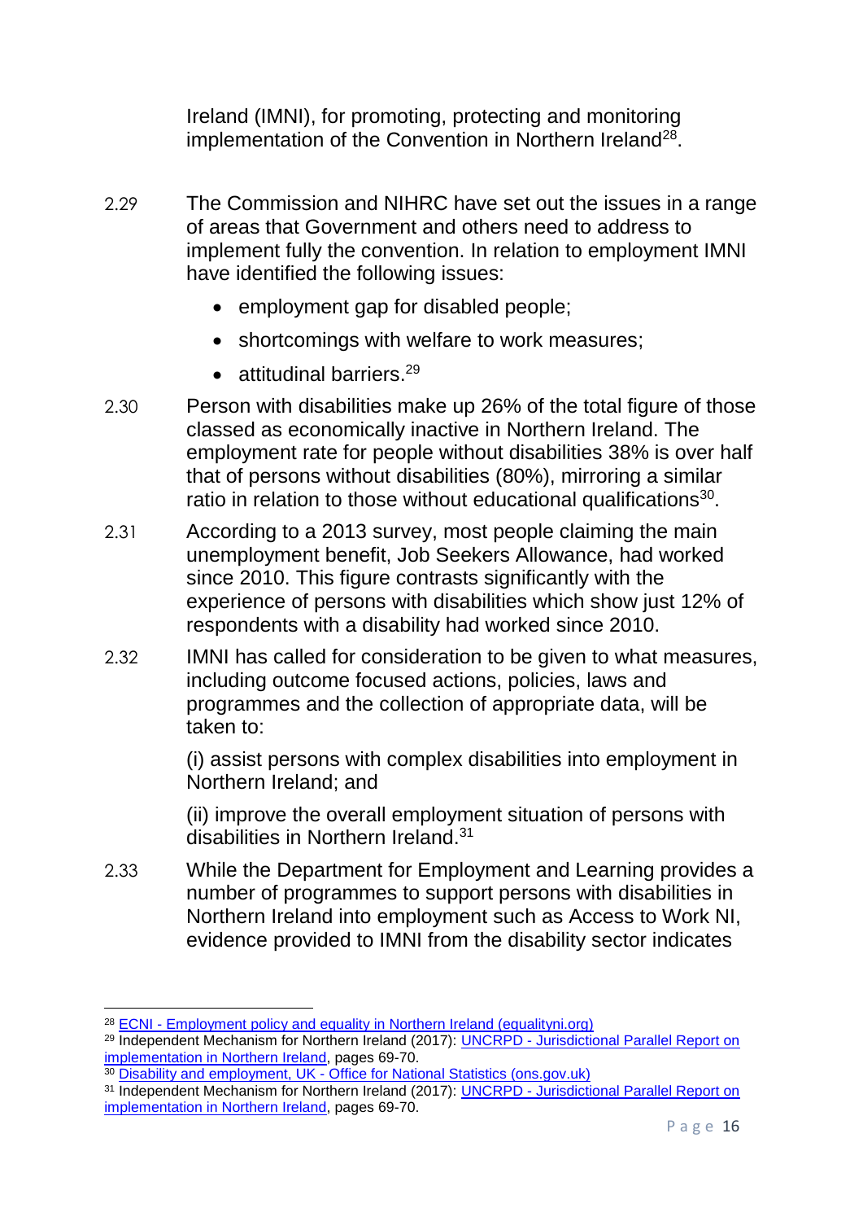Ireland (IMNI), for promoting, protecting and monitoring implementation of the Convention in Northern Ireland[28].

2.29 The Commission and NIHRC have set out the issues in a range of areas that Government and others need to address to implement fully the convention. In relation to employment IMNI have identified the following issues:

- employment gap for disabled people;
- shortcomings with welfare to work measures;
- attitudinal barriers.[29]

2.30 Person with disabilities make up 26% of the total figure of those classed as economically inactive in Northern Ireland. The employment rate for people without disabilities 38% is over half that of persons without disabilities (80%), mirroring a similar ratio in relation to those without educational qualifications[30].

2.31 According to a 2013 survey, most people claiming the main unemployment benefit, Job Seekers Allowance, had worked since 2010. This figure contrasts significantly with the experience of persons with disabilities which show just 12% of respondents with a disability had worked since 2010.

2.32 IMNI has called for consideration to be given to what measures, including outcome focused actions, policies, laws and programmes and the collection of appropriate data, will be taken to:

(i) assist persons with complex disabilities into employment in Northern Ireland; and

(ii) improve the overall employment situation of persons with disabilities in Northern Ireland.[31]

2.33 While the Department for Employment and Learning provides a number of programmes to support persons with disabilities in Northern Ireland into employment such as Access to Work NI, evidence provided to IMNI from the disability sector indicates

---

[28] ECNI - Employment policy and equality in Northern Ireland (equalityni.org)

[29] Independent Mechanism for Northern Ireland (2017): UNCRPD - Jurisdictional Parallel Report on implementation in Northern Ireland, pages 69-70.

[30] Disability and employment, UK - Office for National Statistics (ons.gov.uk)

[31] Independent Mechanism for Northern Ireland (2017): UNCRPD - Jurisdictional Parallel Report on implementation in Northern Ireland, pages 69-70.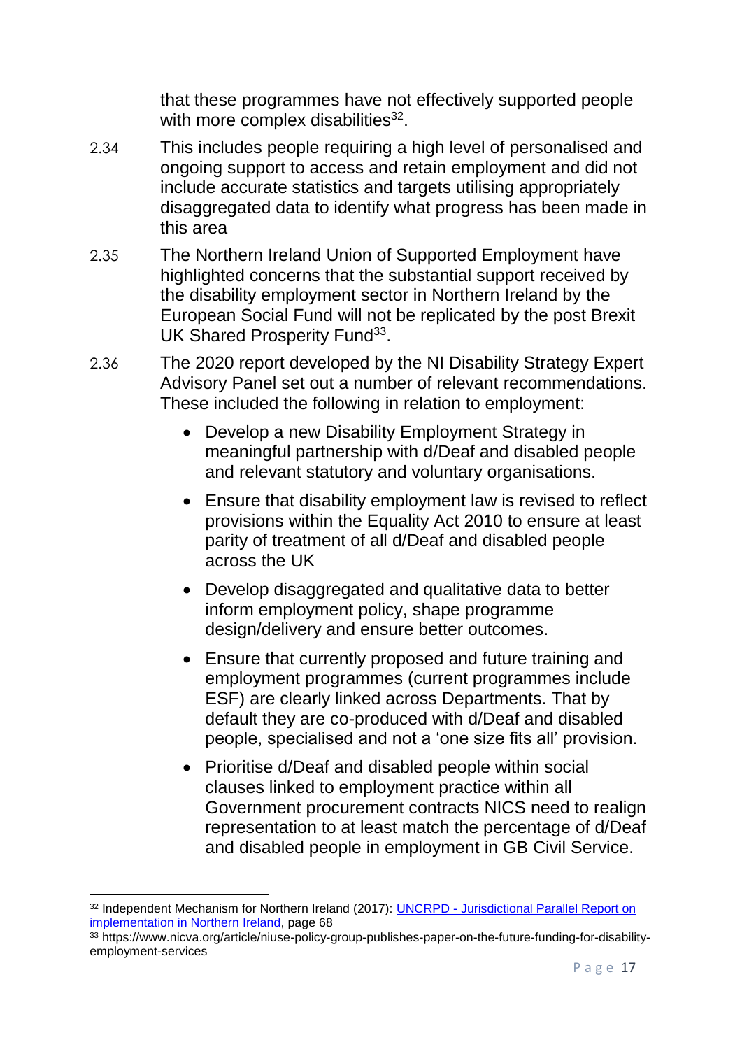that these programmes have not effectively supported people with more complex disabilities[32].

2.34 This includes people requiring a high level of personalised and ongoing support to access and retain employment and did not include accurate statistics and targets utilising appropriately disaggregated data to identify what progress has been made in this area

2.35 The Northern Ireland Union of Supported Employment have highlighted concerns that the substantial support received by the disability employment sector in Northern Ireland by the European Social Fund will not be replicated by the post Brexit UK Shared Prosperity Fund[33].

2.36 The 2020 report developed by the NI Disability Strategy Expert Advisory Panel set out a number of relevant recommendations. These included the following in relation to employment:

- Develop a new Disability Employment Strategy in meaningful partnership with d/Deaf and disabled people and relevant statutory and voluntary organisations.
- Ensure that disability employment law is revised to reflect provisions within the Equality Act 2010 to ensure at least parity of treatment of all d/Deaf and disabled people across the UK
- Develop disaggregated and qualitative data to better inform employment policy, shape programme design/delivery and ensure better outcomes.
- Ensure that currently proposed and future training and employment programmes (current programmes include ESF) are clearly linked across Departments. That by default they are co-produced with d/Deaf and disabled people, specialised and not a 'one size fits all' provision.
- Prioritise d/Deaf and disabled people within social clauses linked to employment practice within all Government procurement contracts NICS need to realign representation to at least match the percentage of d/Deaf and disabled people in employment in GB Civil Service.

---

[32] Independent Mechanism for Northern Ireland (2017): [UNCRPD - Jurisdictional Parallel Report on implementation in Northern Ireland](), page 68

[33] https://www.nicva.org/article/niuse-policy-group-publishes-paper-on-the-future-funding-for-disability-employment-services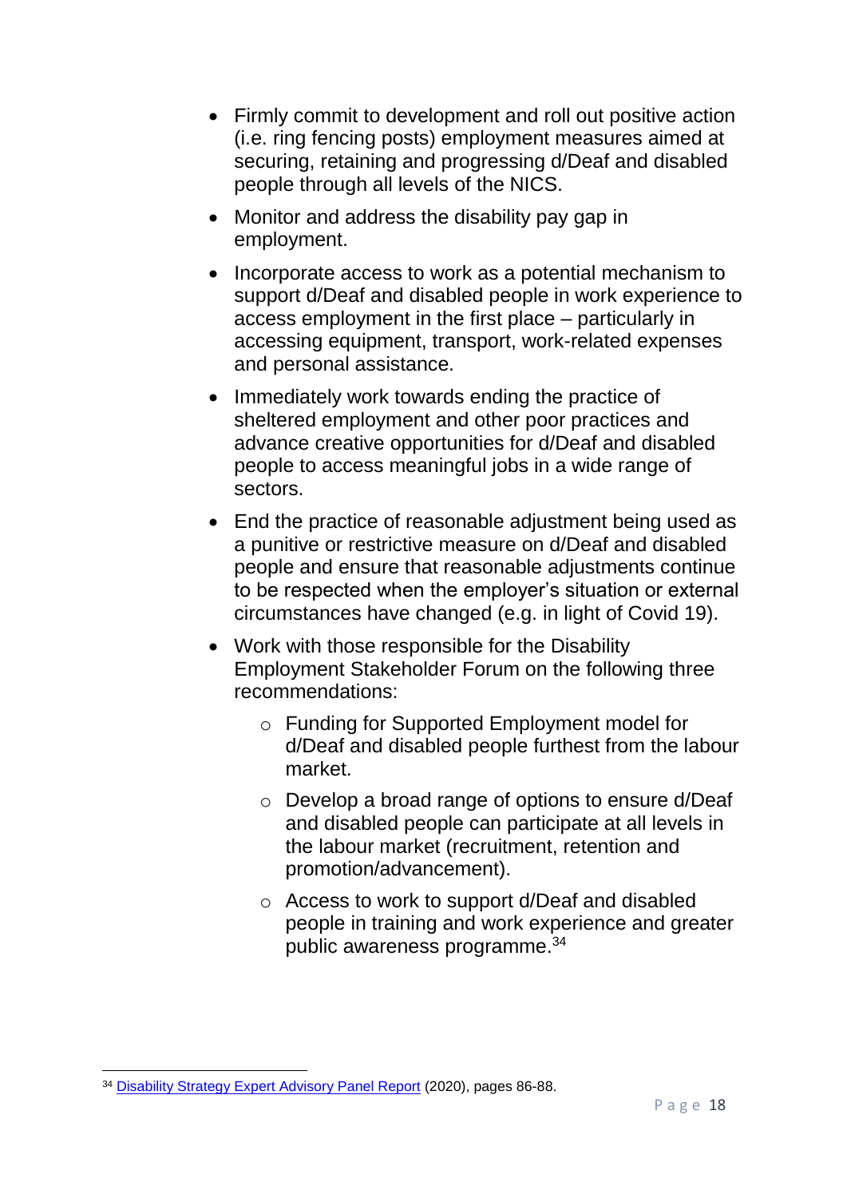- Firmly commit to development and roll out positive action (i.e. ring fencing posts) employment measures aimed at securing, retaining and progressing d/Deaf and disabled people through all levels of the NICS.
- Monitor and address the disability pay gap in employment.
- Incorporate access to work as a potential mechanism to support d/Deaf and disabled people in work experience to access employment in the first place – particularly in accessing equipment, transport, work-related expenses and personal assistance.
- Immediately work towards ending the practice of sheltered employment and other poor practices and advance creative opportunities for d/Deaf and disabled people to access meaningful jobs in a wide range of sectors.
- End the practice of reasonable adjustment being used as a punitive or restrictive measure on d/Deaf and disabled people and ensure that reasonable adjustments continue to be respected when the employer's situation or external circumstances have changed (e.g. in light of Covid 19).
- Work with those responsible for the Disability Employment Stakeholder Forum on the following three recommendations:
    - Funding for Supported Employment model for d/Deaf and disabled people furthest from the labour market.
    - Develop a broad range of options to ensure d/Deaf and disabled people can participate at all levels in the labour market (recruitment, retention and promotion/advancement).
    - Access to work to support d/Deaf and disabled people in training and work experience and greater public awareness programme.[34]

---

[34] Disability Strategy Expert Advisory Panel Report (2020), pages 86-88.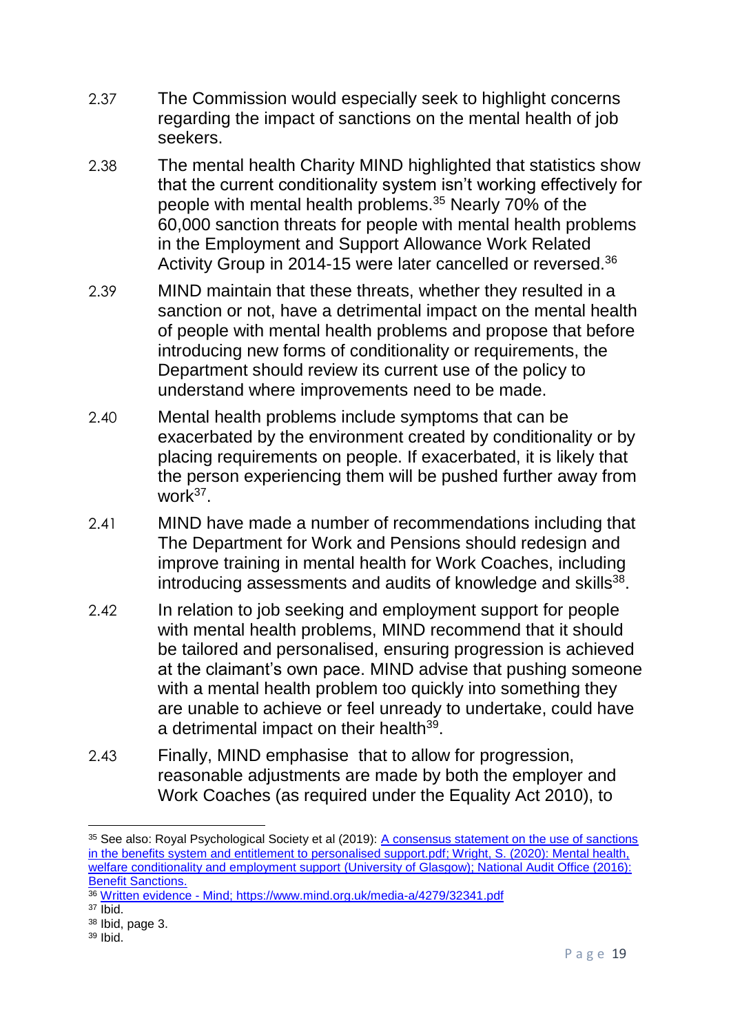2.37 The Commission would especially seek to highlight concerns regarding the impact of sanctions on the mental health of job seekers.

2.38 The mental health Charity MIND highlighted that statistics show that the current conditionality system isn't working effectively for people with mental health problems.[35] Nearly 70% of the 60,000 sanction threats for people with mental health problems in the Employment and Support Allowance Work Related Activity Group in 2014-15 were later cancelled or reversed.[36]

2.39 MIND maintain that these threats, whether they resulted in a sanction or not, have a detrimental impact on the mental health of people with mental health problems and propose that before introducing new forms of conditionality or requirements, the Department should review its current use of the policy to understand where improvements need to be made.

2.40 Mental health problems include symptoms that can be exacerbated by the environment created by conditionality or by placing requirements on people. If exacerbated, it is likely that the person experiencing them will be pushed further away from work[37].

2.41 MIND have made a number of recommendations including that The Department for Work and Pensions should redesign and improve training in mental health for Work Coaches, including introducing assessments and audits of knowledge and skills[38].

2.42 In relation to job seeking and employment support for people with mental health problems, MIND recommend that it should be tailored and personalised, ensuring progression is achieved at the claimant's own pace. MIND advise that pushing someone with a mental health problem too quickly into something they are unable to achieve or feel unready to undertake, could have a detrimental impact on their health[39].

2.43 Finally, MIND emphasise that to allow for progression, reasonable adjustments are made by both the employer and Work Coaches (as required under the Equality Act 2010), to

---

[35] See also: Royal Psychological Society et al (2019): A consensus statement on the use of sanctions in the benefits system and entitlement to personalised support.pdf; Wright, S. (2020): Mental health, welfare conditionality and employment support (University of Glasgow); National Audit Office (2016): Benefit Sanctions.

[36] Written evidence - Mind; https://www.mind.org.uk/media-a/4279/32341.pdf

[37] Ibid.

[38] Ibid, page 3.

[39] Ibid.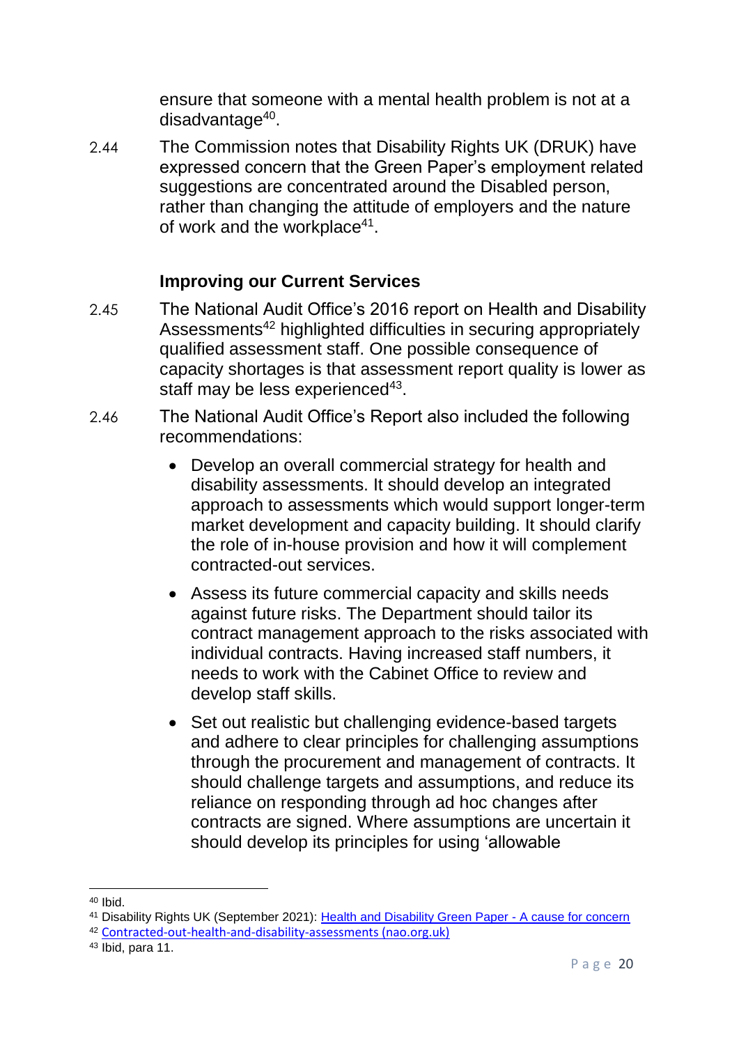ensure that someone with a mental health problem is not at a disadvantage[40].

2.44 The Commission notes that Disability Rights UK (DRUK) have expressed concern that the Green Paper's employment related suggestions are concentrated around the Disabled person, rather than changing the attitude of employers and the nature of work and the workplace[41].

### Improving our Current Services

2.45 The National Audit Office's 2016 report on Health and Disability Assessments[42] highlighted difficulties in securing appropriately qualified assessment staff. One possible consequence of capacity shortages is that assessment report quality is lower as staff may be less experienced[43].

2.46 The National Audit Office's Report also included the following recommendations:

- Develop an overall commercial strategy for health and disability assessments. It should develop an integrated approach to assessments which would support longer-term market development and capacity building. It should clarify the role of in-house provision and how it will complement contracted-out services.
- Assess its future commercial capacity and skills needs against future risks. The Department should tailor its contract management approach to the risks associated with individual contracts. Having increased staff numbers, it needs to work with the Cabinet Office to review and develop staff skills.
- Set out realistic but challenging evidence-based targets and adhere to clear principles for challenging assumptions through the procurement and management of contracts. It should challenge targets and assumptions, and reduce its reliance on responding through ad hoc changes after contracts are signed. Where assumptions are uncertain it should develop its principles for using 'allowable

---

[40] Ibid.

[41] Disability Rights UK (September 2021): Health and Disability Green Paper - A cause for concern

[42] Contracted-out-health-and-disability-assessments (nao.org.uk)

[43] Ibid, para 11.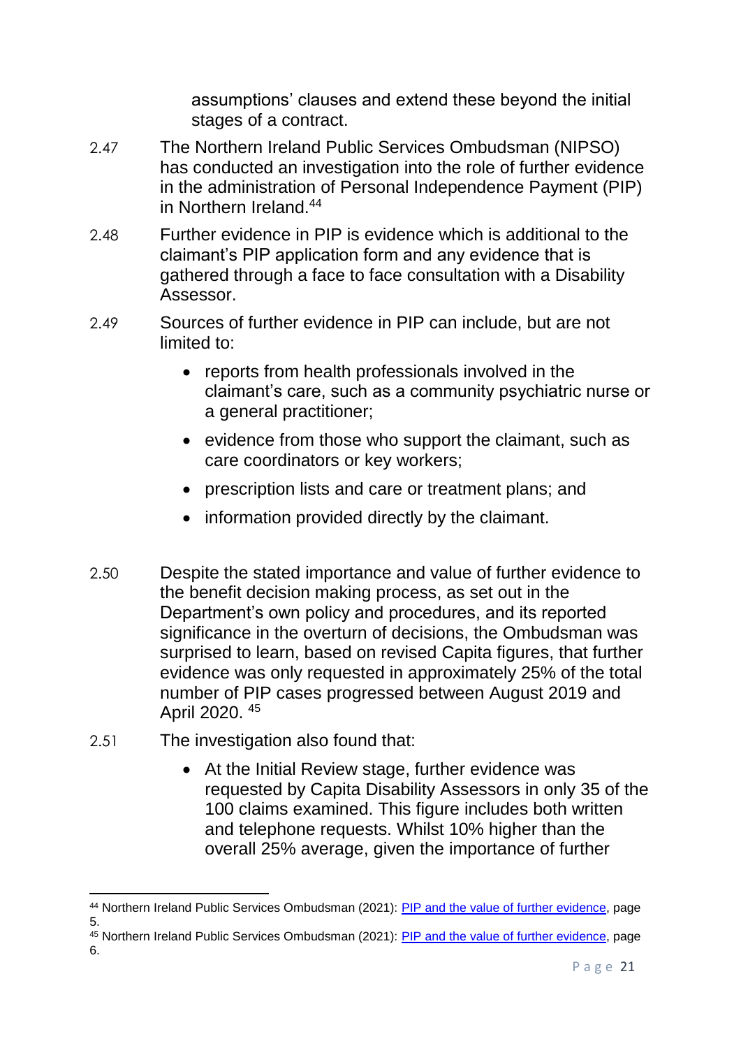assumptions' clauses and extend these beyond the initial stages of a contract.

2.47 The Northern Ireland Public Services Ombudsman (NIPSO) has conducted an investigation into the role of further evidence in the administration of Personal Independence Payment (PIP) in Northern Ireland.[44]

2.48 Further evidence in PIP is evidence which is additional to the claimant's PIP application form and any evidence that is gathered through a face to face consultation with a Disability Assessor.

2.49 Sources of further evidence in PIP can include, but are not limited to:

- reports from health professionals involved in the claimant's care, such as a community psychiatric nurse or a general practitioner;
- evidence from those who support the claimant, such as care coordinators or key workers;
- prescription lists and care or treatment plans; and
- information provided directly by the claimant.

2.50 Despite the stated importance and value of further evidence to the benefit decision making process, as set out in the Department's own policy and procedures, and its reported significance in the overturn of decisions, the Ombudsman was surprised to learn, based on revised Capita figures, that further evidence was only requested in approximately 25% of the total number of PIP cases progressed between August 2019 and April 2020.[45]

2.51 The investigation also found that:

- At the Initial Review stage, further evidence was requested by Capita Disability Assessors in only 35 of the 100 claims examined. This figure includes both written and telephone requests. Whilst 10% higher than the overall 25% average, given the importance of further

---

[44] Northern Ireland Public Services Ombudsman (2021): [PIP and the value of further evidence](), page 5.

[45] Northern Ireland Public Services Ombudsman (2021): [PIP and the value of further evidence](), page 6.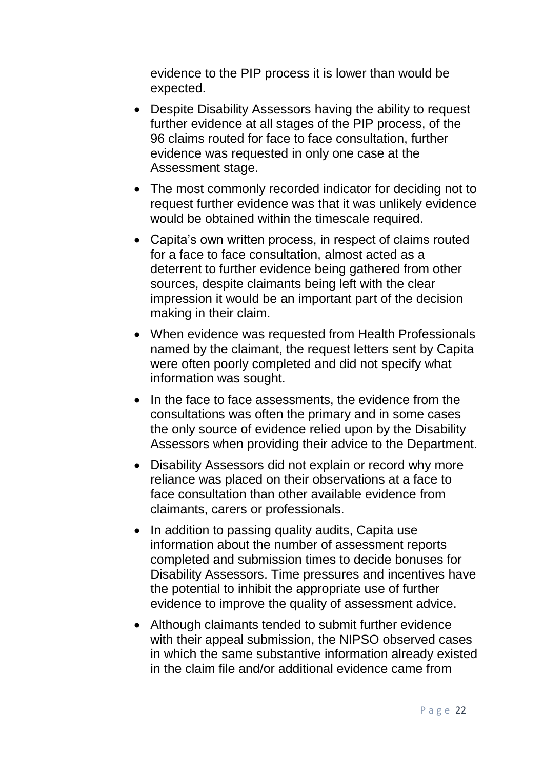evidence to the PIP process it is lower than would be expected.

- Despite Disability Assessors having the ability to request further evidence at all stages of the PIP process, of the 96 claims routed for face to face consultation, further evidence was requested in only one case at the Assessment stage.
- The most commonly recorded indicator for deciding not to request further evidence was that it was unlikely evidence would be obtained within the timescale required.
- Capita's own written process, in respect of claims routed for a face to face consultation, almost acted as a deterrent to further evidence being gathered from other sources, despite claimants being left with the clear impression it would be an important part of the decision making in their claim.
- When evidence was requested from Health Professionals named by the claimant, the request letters sent by Capita were often poorly completed and did not specify what information was sought.
- In the face to face assessments, the evidence from the consultations was often the primary and in some cases the only source of evidence relied upon by the Disability Assessors when providing their advice to the Department.
- Disability Assessors did not explain or record why more reliance was placed on their observations at a face to face consultation than other available evidence from claimants, carers or professionals.
- In addition to passing quality audits, Capita use information about the number of assessment reports completed and submission times to decide bonuses for Disability Assessors. Time pressures and incentives have the potential to inhibit the appropriate use of further evidence to improve the quality of assessment advice.
- Although claimants tended to submit further evidence with their appeal submission, the NIPSO observed cases in which the same substantive information already existed in the claim file and/or additional evidence came from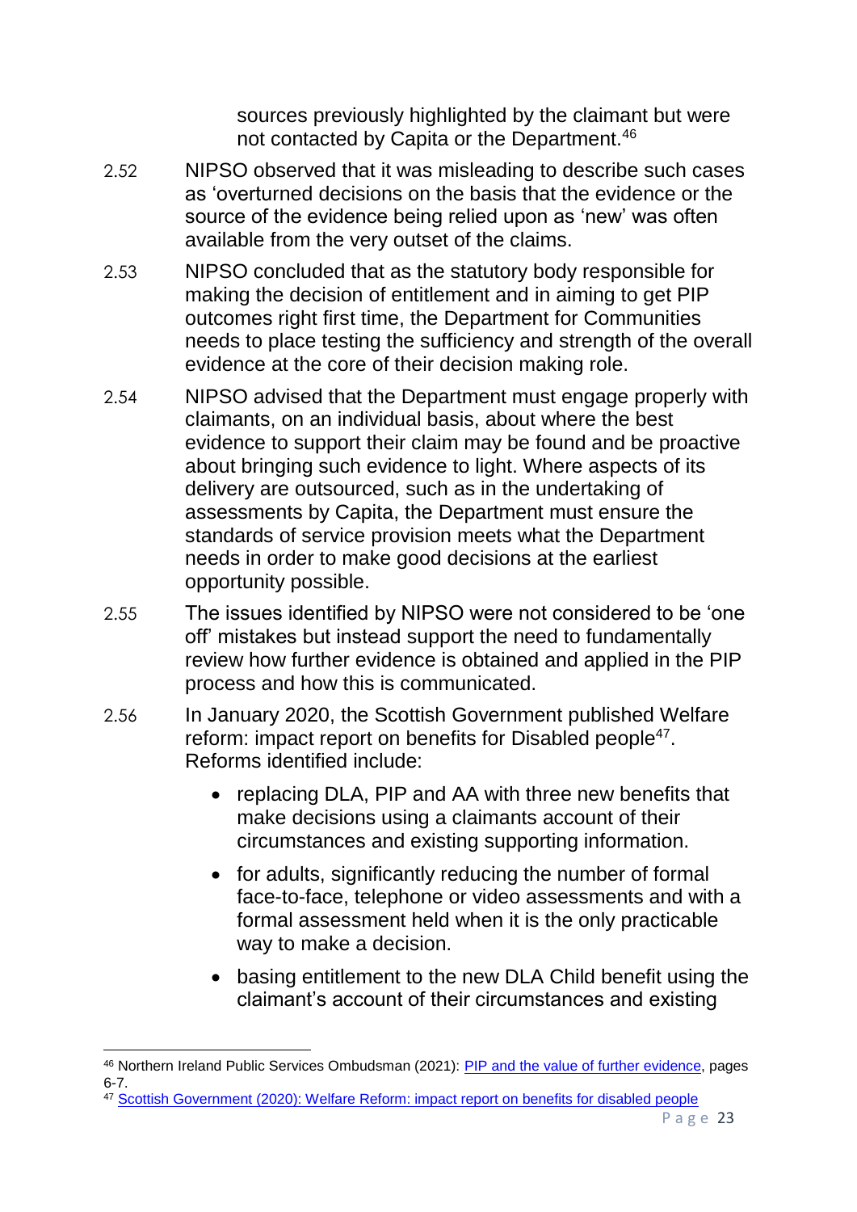sources previously highlighted by the claimant but were not contacted by Capita or the Department.[46]

2.52 NIPSO observed that it was misleading to describe such cases as 'overturned decisions on the basis that the evidence or the source of the evidence being relied upon as 'new' was often available from the very outset of the claims.

2.53 NIPSO concluded that as the statutory body responsible for making the decision of entitlement and in aiming to get PIP outcomes right first time, the Department for Communities needs to place testing the sufficiency and strength of the overall evidence at the core of their decision making role.

2.54 NIPSO advised that the Department must engage properly with claimants, on an individual basis, about where the best evidence to support their claim may be found and be proactive about bringing such evidence to light. Where aspects of its delivery are outsourced, such as in the undertaking of assessments by Capita, the Department must ensure the standards of service provision meets what the Department needs in order to make good decisions at the earliest opportunity possible.

2.55 The issues identified by NIPSO were not considered to be 'one off' mistakes but instead support the need to fundamentally review how further evidence is obtained and applied in the PIP process and how this is communicated.

2.56 In January 2020, the Scottish Government published Welfare reform: impact report on benefits for Disabled people[47]. Reforms identified include:

- replacing DLA, PIP and AA with three new benefits that make decisions using a claimants account of their circumstances and existing supporting information.
- for adults, significantly reducing the number of formal face-to-face, telephone or video assessments and with a formal assessment held when it is the only practicable way to make a decision.
- basing entitlement to the new DLA Child benefit using the claimant's account of their circumstances and existing

---

[46] Northern Ireland Public Services Ombudsman (2021): [PIP and the value of further evidence](), pages 6-7.

[47] [Scottish Government (2020): Welfare Reform: impact report on benefits for disabled people]()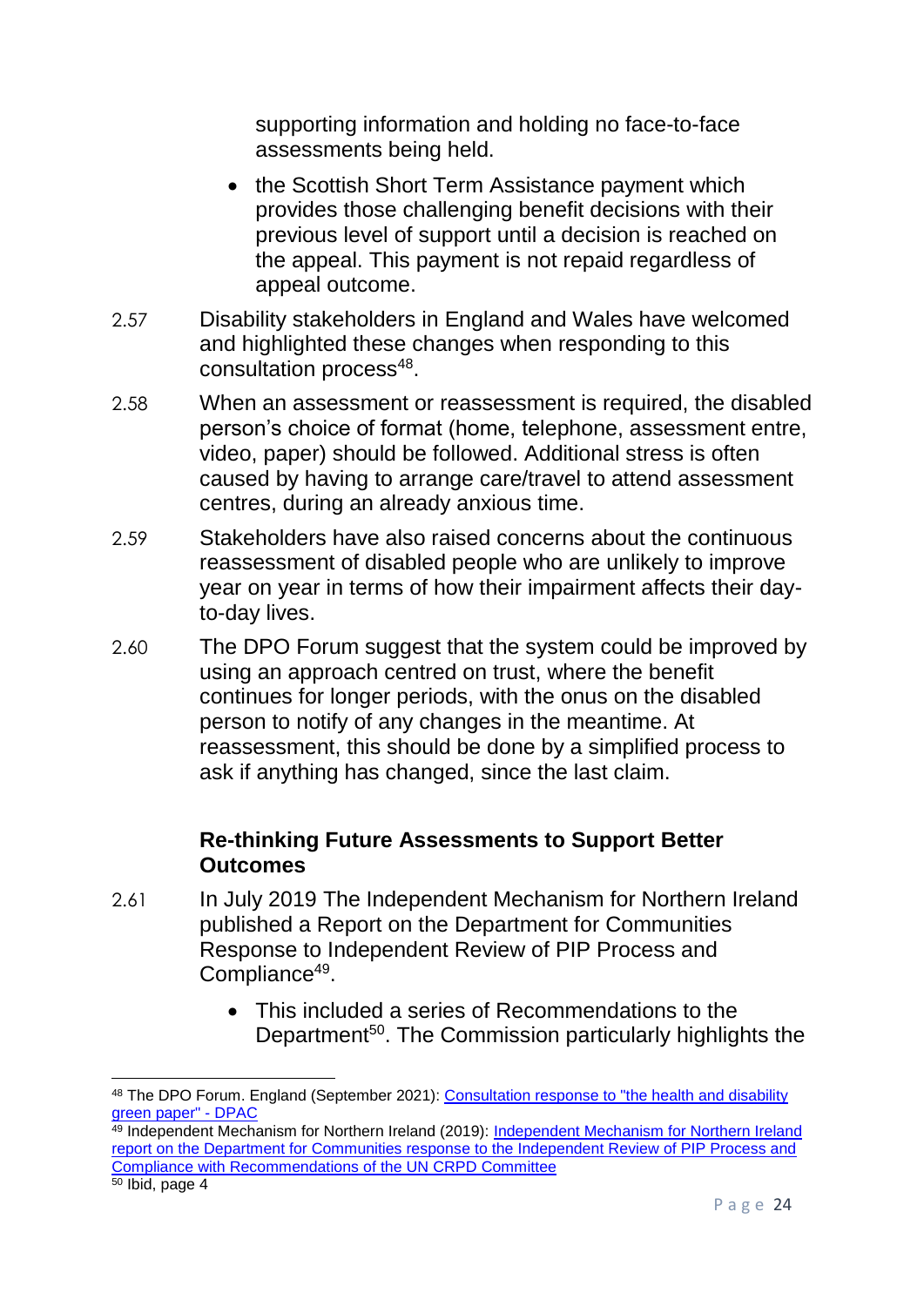supporting information and holding no face-to-face assessments being held.

- the Scottish Short Term Assistance payment which provides those challenging benefit decisions with their previous level of support until a decision is reached on the appeal. This payment is not repaid regardless of appeal outcome.

2.57 Disability stakeholders in England and Wales have welcomed and highlighted these changes when responding to this consultation process[48].

2.58 When an assessment or reassessment is required, the disabled person's choice of format (home, telephone, assessment entre, video, paper) should be followed. Additional stress is often caused by having to arrange care/travel to attend assessment centres, during an already anxious time.

2.59 Stakeholders have also raised concerns about the continuous reassessment of disabled people who are unlikely to improve year on year in terms of how their impairment affects their day-to-day lives.

2.60 The DPO Forum suggest that the system could be improved by using an approach centred on trust, where the benefit continues for longer periods, with the onus on the disabled person to notify of any changes in the meantime. At reassessment, this should be done by a simplified process to ask if anything has changed, since the last claim.

### Re-thinking Future Assessments to Support Better Outcomes

2.61 In July 2019 The Independent Mechanism for Northern Ireland published a Report on the Department for Communities Response to Independent Review of PIP Process and Compliance[49].

- This included a series of Recommendations to the Department[50]. The Commission particularly highlights the

---

[48] The DPO Forum. England (September 2021): Consultation response to "the health and disability green paper" - DPAC

[49] Independent Mechanism for Northern Ireland (2019): Independent Mechanism for Northern Ireland report on the Department for Communities response to the Independent Review of PIP Process and Compliance with Recommendations of the UN CRPD Committee

[50] Ibid, page 4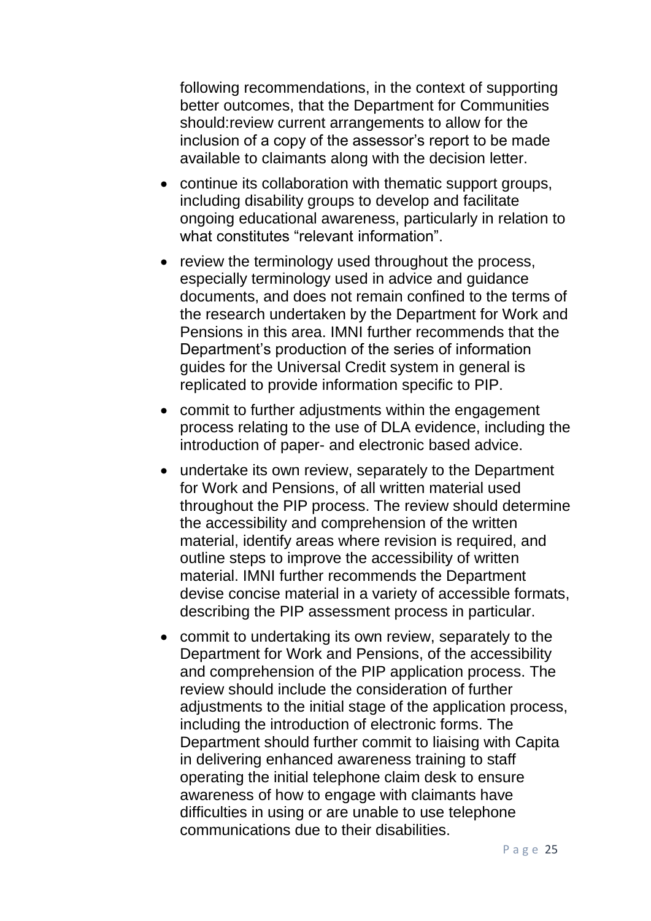following recommendations, in the context of supporting better outcomes, that the Department for Communities should:review current arrangements to allow for the inclusion of a copy of the assessor's report to be made available to claimants along with the decision letter.

- continue its collaboration with thematic support groups, including disability groups to develop and facilitate ongoing educational awareness, particularly in relation to what constitutes "relevant information".
- review the terminology used throughout the process, especially terminology used in advice and guidance documents, and does not remain confined to the terms of the research undertaken by the Department for Work and Pensions in this area. IMNI further recommends that the Department's production of the series of information guides for the Universal Credit system in general is replicated to provide information specific to PIP.
- commit to further adjustments within the engagement process relating to the use of DLA evidence, including the introduction of paper- and electronic based advice.
- undertake its own review, separately to the Department for Work and Pensions, of all written material used throughout the PIP process. The review should determine the accessibility and comprehension of the written material, identify areas where revision is required, and outline steps to improve the accessibility of written material. IMNI further recommends the Department devise concise material in a variety of accessible formats, describing the PIP assessment process in particular.
- commit to undertaking its own review, separately to the Department for Work and Pensions, of the accessibility and comprehension of the PIP application process. The review should include the consideration of further adjustments to the initial stage of the application process, including the introduction of electronic forms. The Department should further commit to liaising with Capita in delivering enhanced awareness training to staff operating the initial telephone claim desk to ensure awareness of how to engage with claimants have difficulties in using or are unable to use telephone communications due to their disabilities.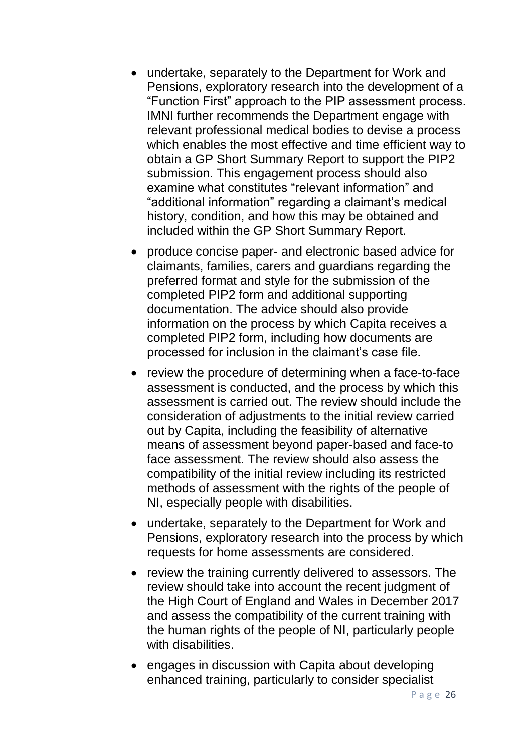- undertake, separately to the Department for Work and Pensions, exploratory research into the development of a "Function First" approach to the PIP assessment process. IMNI further recommends the Department engage with relevant professional medical bodies to devise a process which enables the most effective and time efficient way to obtain a GP Short Summary Report to support the PIP2 submission. This engagement process should also examine what constitutes "relevant information" and "additional information" regarding a claimant's medical history, condition, and how this may be obtained and included within the GP Short Summary Report.
- produce concise paper- and electronic based advice for claimants, families, carers and guardians regarding the preferred format and style for the submission of the completed PIP2 form and additional supporting documentation. The advice should also provide information on the process by which Capita receives a completed PIP2 form, including how documents are processed for inclusion in the claimant's case file.
- review the procedure of determining when a face-to-face assessment is conducted, and the process by which this assessment is carried out. The review should include the consideration of adjustments to the initial review carried out by Capita, including the feasibility of alternative means of assessment beyond paper-based and face-to face assessment. The review should also assess the compatibility of the initial review including its restricted methods of assessment with the rights of the people of NI, especially people with disabilities.
- undertake, separately to the Department for Work and Pensions, exploratory research into the process by which requests for home assessments are considered.
- review the training currently delivered to assessors. The review should take into account the recent judgment of the High Court of England and Wales in December 2017 and assess the compatibility of the current training with the human rights of the people of NI, particularly people with disabilities.
- engages in discussion with Capita about developing enhanced training, particularly to consider specialist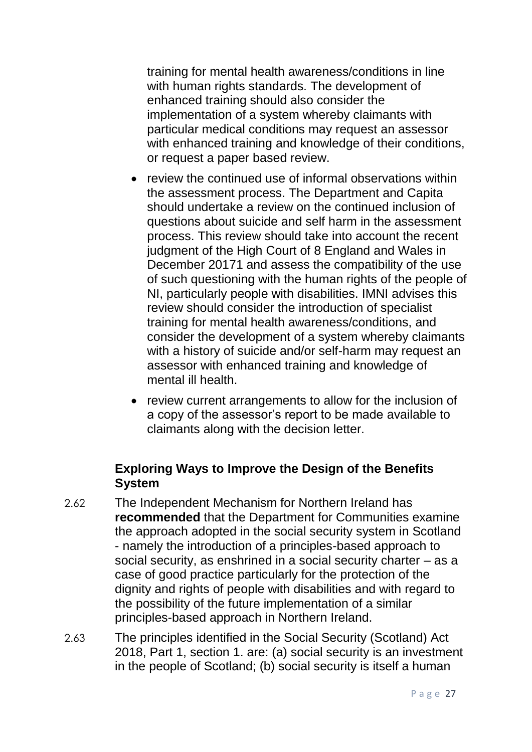training for mental health awareness/conditions in line with human rights standards. The development of enhanced training should also consider the implementation of a system whereby claimants with particular medical conditions may request an assessor with enhanced training and knowledge of their conditions, or request a paper based review.

- review the continued use of informal observations within the assessment process. The Department and Capita should undertake a review on the continued inclusion of questions about suicide and self harm in the assessment process. This review should take into account the recent judgment of the High Court of 8 England and Wales in December 20171 and assess the compatibility of the use of such questioning with the human rights of the people of NI, particularly people with disabilities. IMNI advises this review should consider the introduction of specialist training for mental health awareness/conditions, and consider the development of a system whereby claimants with a history of suicide and/or self-harm may request an assessor with enhanced training and knowledge of mental ill health.
- review current arrangements to allow for the inclusion of a copy of the assessor's report to be made available to claimants along with the decision letter.

### Exploring Ways to Improve the Design of the Benefits System

2.62 The Independent Mechanism for Northern Ireland has **recommended** that the Department for Communities examine the approach adopted in the social security system in Scotland - namely the introduction of a principles-based approach to social security, as enshrined in a social security charter – as a case of good practice particularly for the protection of the dignity and rights of people with disabilities and with regard to the possibility of the future implementation of a similar principles-based approach in Northern Ireland.

2.63 The principles identified in the Social Security (Scotland) Act 2018, Part 1, section 1. are: (a) social security is an investment in the people of Scotland; (b) social security is itself a human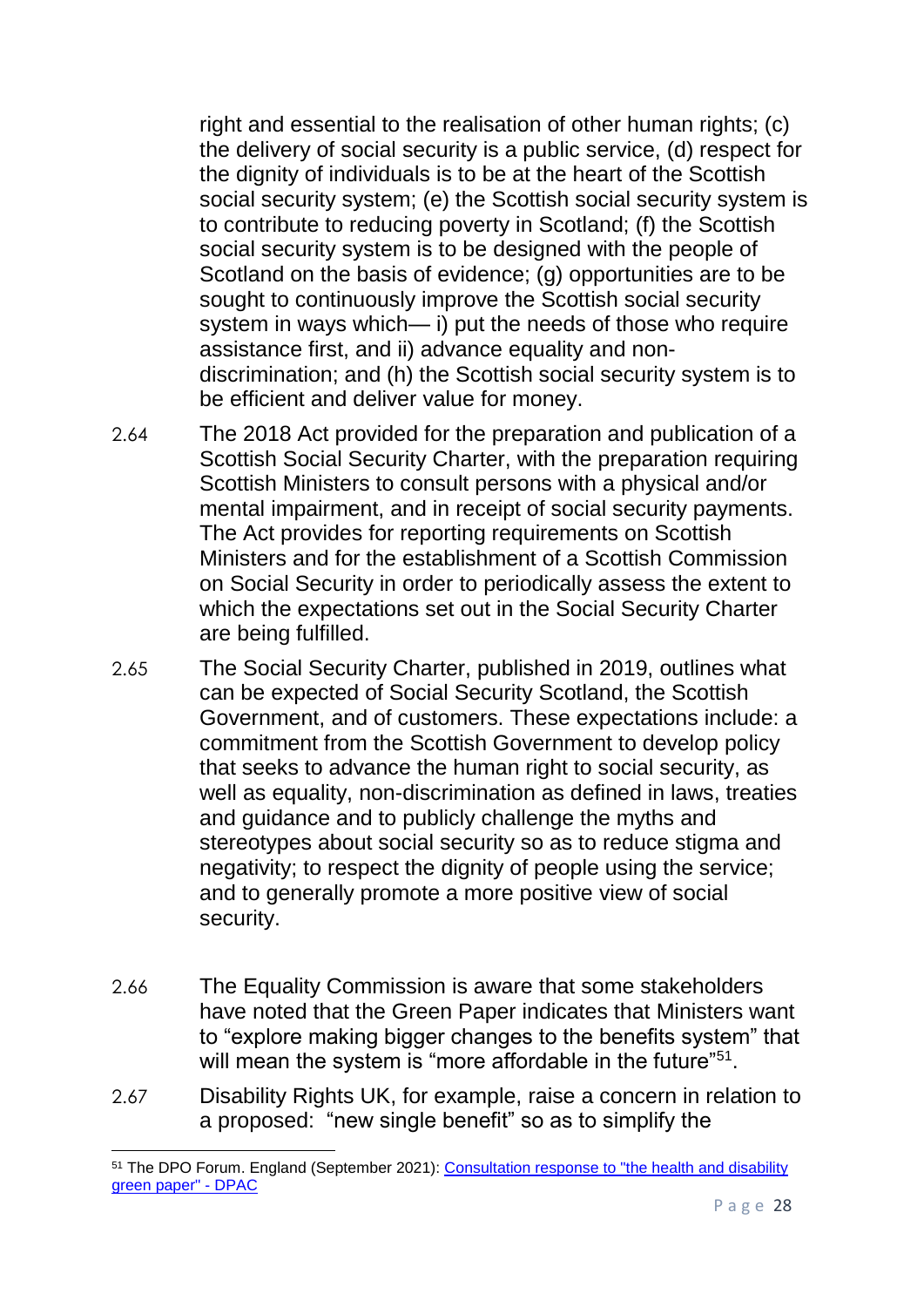right and essential to the realisation of other human rights; (c) the delivery of social security is a public service, (d) respect for the dignity of individuals is to be at the heart of the Scottish social security system; (e) the Scottish social security system is to contribute to reducing poverty in Scotland; (f) the Scottish social security system is to be designed with the people of Scotland on the basis of evidence; (g) opportunities are to be sought to continuously improve the Scottish social security system in ways which— i) put the needs of those who require assistance first, and ii) advance equality and non-discrimination; and (h) the Scottish social security system is to be efficient and deliver value for money.

2.64 The 2018 Act provided for the preparation and publication of a Scottish Social Security Charter, with the preparation requiring Scottish Ministers to consult persons with a physical and/or mental impairment, and in receipt of social security payments. The Act provides for reporting requirements on Scottish Ministers and for the establishment of a Scottish Commission on Social Security in order to periodically assess the extent to which the expectations set out in the Social Security Charter are being fulfilled.

2.65 The Social Security Charter, published in 2019, outlines what can be expected of Social Security Scotland, the Scottish Government, and of customers. These expectations include: a commitment from the Scottish Government to develop policy that seeks to advance the human right to social security, as well as equality, non-discrimination as defined in laws, treaties and guidance and to publicly challenge the myths and stereotypes about social security so as to reduce stigma and negativity; to respect the dignity of people using the service; and to generally promote a more positive view of social security.

2.66 The Equality Commission is aware that some stakeholders have noted that the Green Paper indicates that Ministers want to "explore making bigger changes to the benefits system" that will mean the system is "more affordable in the future"[51].

2.67 Disability Rights UK, for example, raise a concern in relation to a proposed: "new single benefit" so as to simplify the

[51] The DPO Forum. England (September 2021): [Consultation response to "the health and disability green paper" - DPAC]()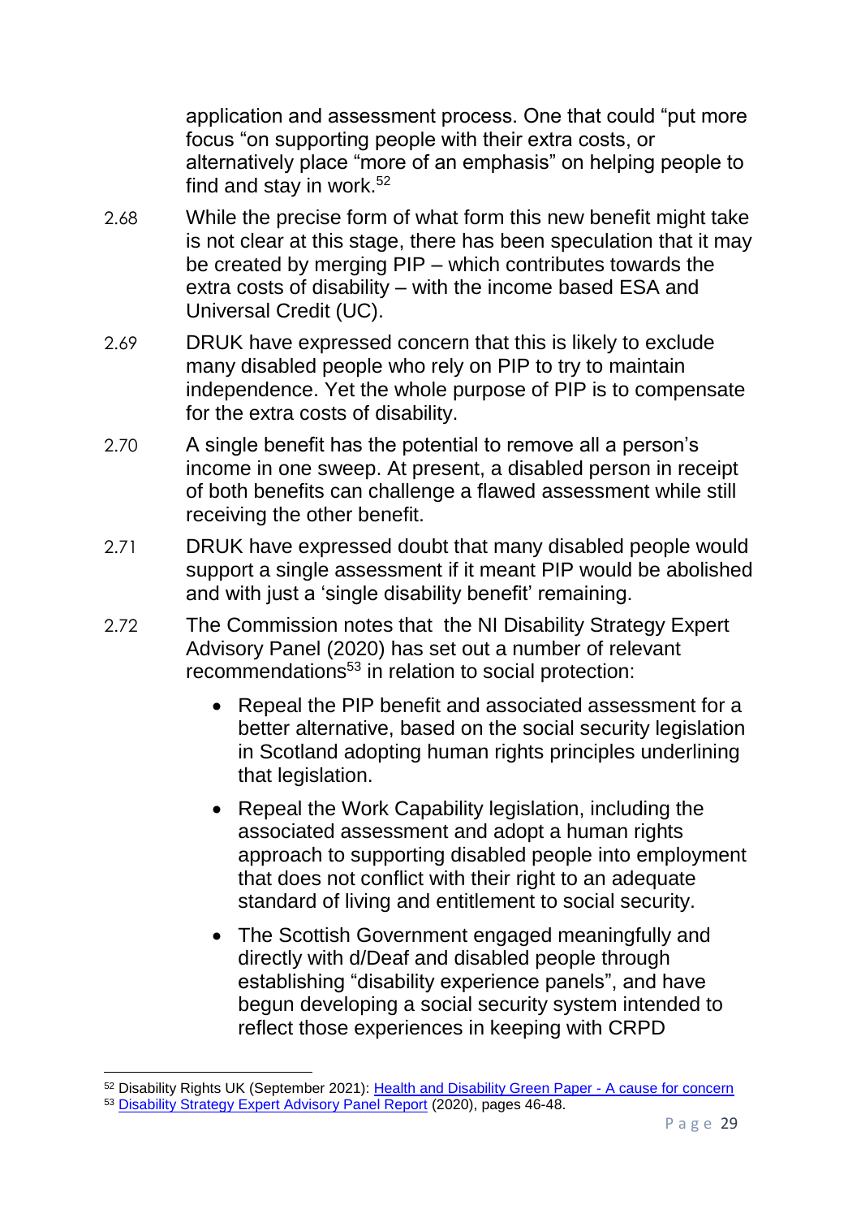application and assessment process. One that could "put more focus "on supporting people with their extra costs, or alternatively place "more of an emphasis" on helping people to find and stay in work.[52]

2.68 While the precise form of what form this new benefit might take is not clear at this stage, there has been speculation that it may be created by merging PIP – which contributes towards the extra costs of disability – with the income based ESA and Universal Credit (UC).

2.69 DRUK have expressed concern that this is likely to exclude many disabled people who rely on PIP to try to maintain independence. Yet the whole purpose of PIP is to compensate for the extra costs of disability.

2.70 A single benefit has the potential to remove all a person's income in one sweep. At present, a disabled person in receipt of both benefits can challenge a flawed assessment while still receiving the other benefit.

2.71 DRUK have expressed doubt that many disabled people would support a single assessment if it meant PIP would be abolished and with just a 'single disability benefit' remaining.

2.72 The Commission notes that the NI Disability Strategy Expert Advisory Panel (2020) has set out a number of relevant recommendations[53] in relation to social protection:

- Repeal the PIP benefit and associated assessment for a better alternative, based on the social security legislation in Scotland adopting human rights principles underlining that legislation.
- Repeal the Work Capability legislation, including the associated assessment and adopt a human rights approach to supporting disabled people into employment that does not conflict with their right to an adequate standard of living and entitlement to social security.
- The Scottish Government engaged meaningfully and directly with d/Deaf and disabled people through establishing "disability experience panels", and have begun developing a social security system intended to reflect those experiences in keeping with CRPD

---

[52] Disability Rights UK (September 2021): Health and Disability Green Paper - A cause for concern

[53] Disability Strategy Expert Advisory Panel Report (2020), pages 46-48.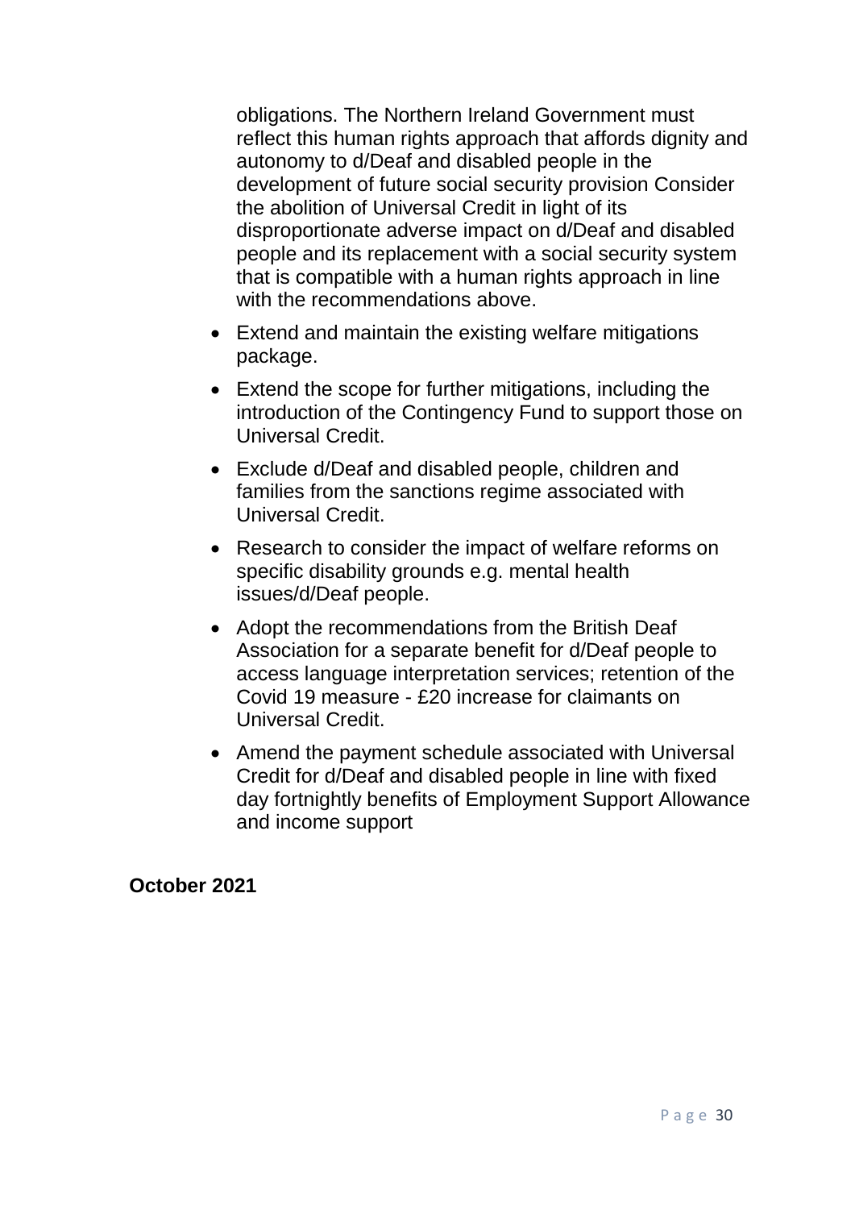obligations. The Northern Ireland Government must reflect this human rights approach that affords dignity and autonomy to d/Deaf and disabled people in the development of future social security provision Consider the abolition of Universal Credit in light of its disproportionate adverse impact on d/Deaf and disabled people and its replacement with a social security system that is compatible with a human rights approach in line with the recommendations above.

- Extend and maintain the existing welfare mitigations package.
- Extend the scope for further mitigations, including the introduction of the Contingency Fund to support those on Universal Credit.
- Exclude d/Deaf and disabled people, children and families from the sanctions regime associated with Universal Credit.
- Research to consider the impact of welfare reforms on specific disability grounds e.g. mental health issues/d/Deaf people.
- Adopt the recommendations from the British Deaf Association for a separate benefit for d/Deaf people to access language interpretation services; retention of the Covid 19 measure - £20 increase for claimants on Universal Credit.
- Amend the payment schedule associated with Universal Credit for d/Deaf and disabled people in line with fixed day fortnightly benefits of Employment Support Allowance and income support

**October 2021**